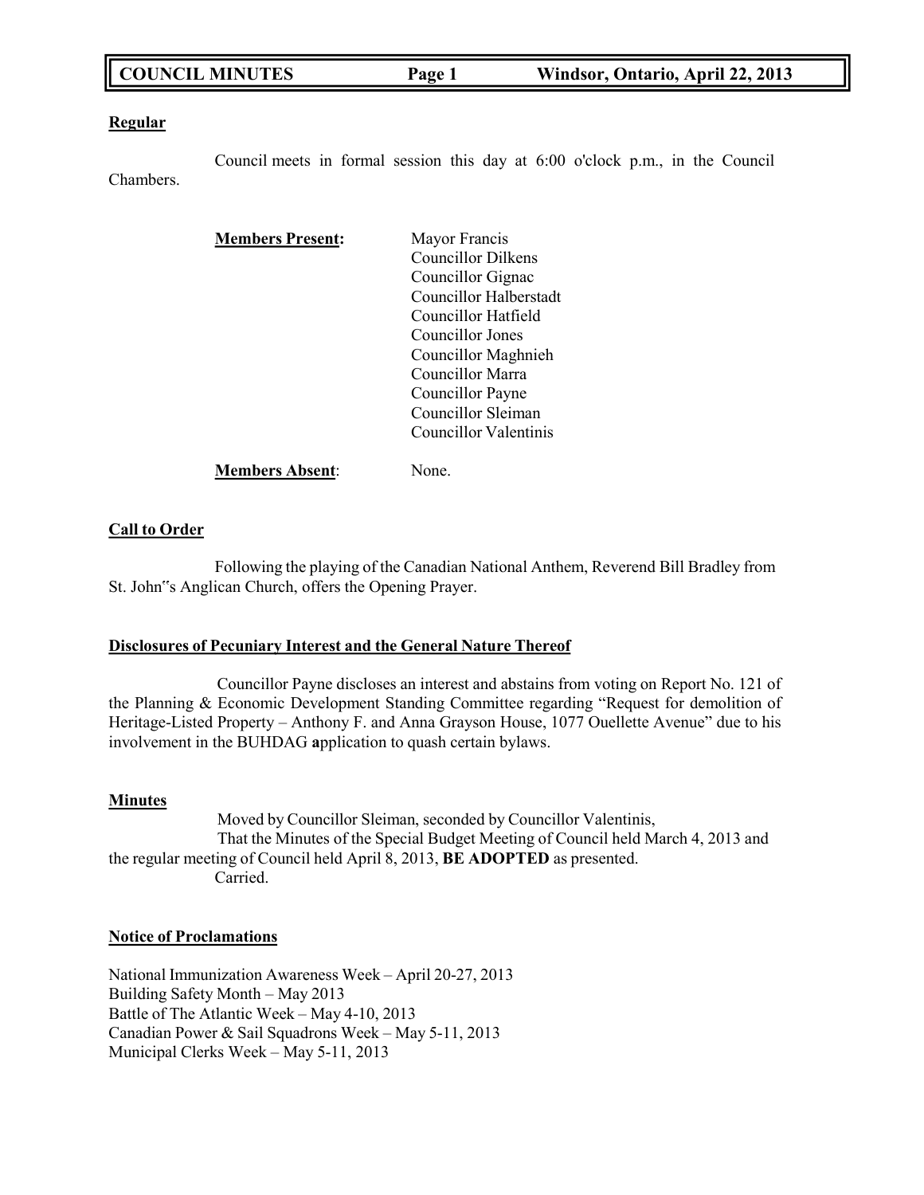# COUNCIL MINUTES — Windsor, Ontario, April 22, 2013

### Regular

Council meets in formal session this day at 6:00 o'clock p.m., in the Council Chambers.

**Members Present:**

Mayor Francis
Councillor Dilkens
Councillor Gignac
Councillor Halberstadt
Councillor Hatfield
Councillor Jones
Councillor Maghnieh
Councillor Marra
Councillor Payne
Councillor Sleiman
Councillor Valentinis

**Members Absent**: None.

### Call to Order

Following the playing of the Canadian National Anthem, Reverend Bill Bradley from St. John"s Anglican Church, offers the Opening Prayer.

### Disclosures of Pecuniary Interest and the General Nature Thereof

Councillor Payne discloses an interest and abstains from voting on Report No. 121 of the Planning & Economic Development Standing Committee regarding "Request for demolition of Heritage-Listed Property – Anthony F. and Anna Grayson House, 1077 Ouellette Avenue" due to his involvement in the BUHDAG application to quash certain bylaws.

### Minutes

Moved by Councillor Sleiman, seconded by Councillor Valentinis,
That the Minutes of the Special Budget Meeting of Council held March 4, 2013 and the regular meeting of Council held April 8, 2013, **BE ADOPTED** as presented.
Carried.

### Notice of Proclamations

National Immunization Awareness Week – April 20-27, 2013
Building Safety Month – May 2013
Battle of The Atlantic Week – May 4-10, 2013
Canadian Power & Sail Squadrons Week – May 5-11, 2013
Municipal Clerks Week – May 5-11, 2013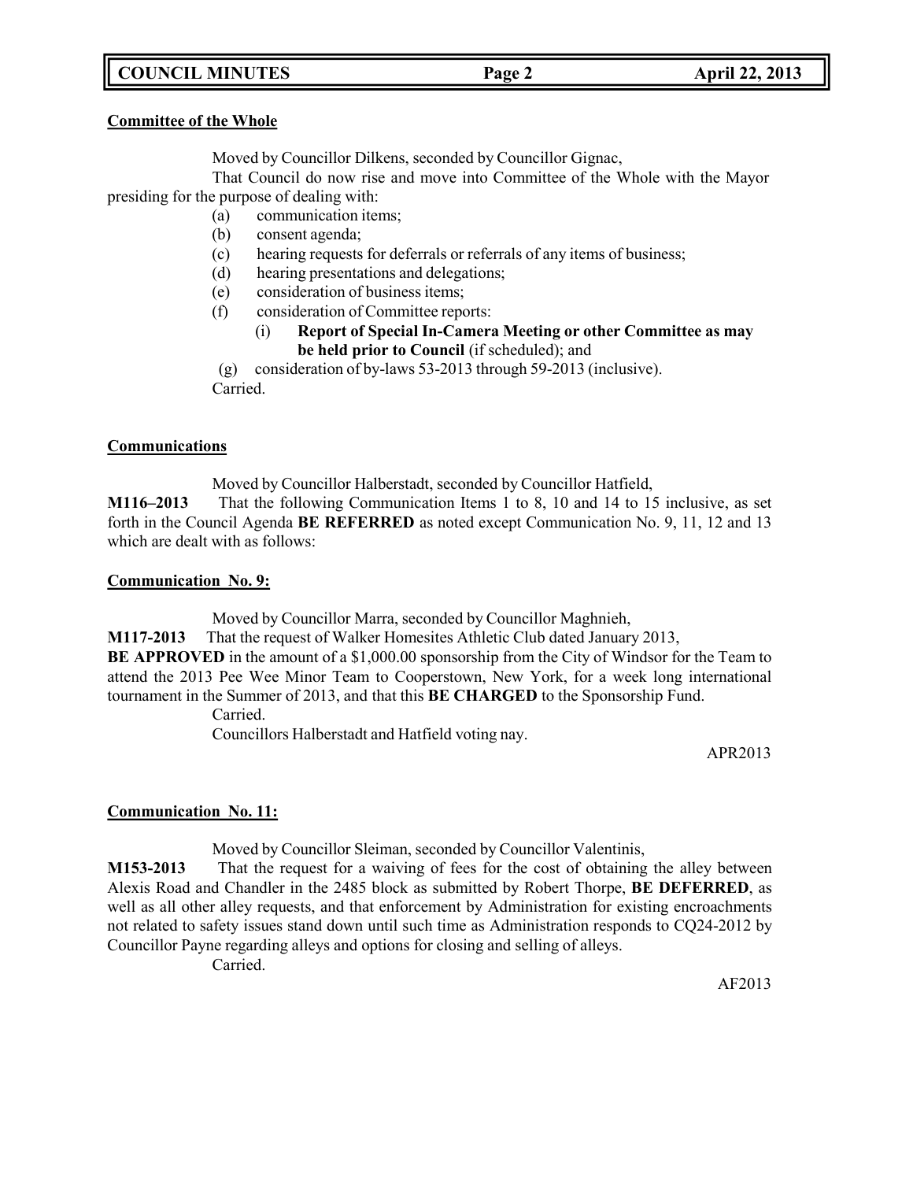**Committee of the Whole**

Moved by Councillor Dilkens, seconded by Councillor Gignac,

That Council do now rise and move into Committee of the Whole with the Mayor presiding for the purpose of dealing with:

(a) communication items;
(b) consent agenda;
(c) hearing requests for deferrals or referrals of any items of business;
(d) hearing presentations and delegations;
(e) consideration of business items;
(f) consideration of Committee reports:
    (i) **Report of Special In-Camera Meeting or other Committee as may be held prior to Council** (if scheduled); and
(g) consideration of by-laws 53-2013 through 59-2013 (inclusive).

Carried.

**Communications**

Moved by Councillor Halberstadt, seconded by Councillor Hatfield,

**M116–2013** That the following Communication Items 1 to 8, 10 and 14 to 15 inclusive, as set forth in the Council Agenda **BE REFERRED** as noted except Communication No. 9, 11, 12 and 13 which are dealt with as follows:

**Communication No. 9:**

Moved by Councillor Marra, seconded by Councillor Maghnieh,

**M117-2013** That the request of Walker Homesites Athletic Club dated January 2013, **BE APPROVED** in the amount of a $1,000.00 sponsorship from the City of Windsor for the Team to attend the 2013 Pee Wee Minor Team to Cooperstown, New York, for a week long international tournament in the Summer of 2013, and that this **BE CHARGED** to the Sponsorship Fund.

Carried.

Councillors Halberstadt and Hatfield voting nay.

APR2013

**Communication No. 11:**

Moved by Councillor Sleiman, seconded by Councillor Valentinis,

**M153-2013** That the request for a waiving of fees for the cost of obtaining the alley between Alexis Road and Chandler in the 2485 block as submitted by Robert Thorpe, **BE DEFERRED**, as well as all other alley requests, and that enforcement by Administration for existing encroachments not related to safety issues stand down until such time as Administration responds to CQ24-2012 by Councillor Payne regarding alleys and options for closing and selling of alleys.

Carried.

AF2013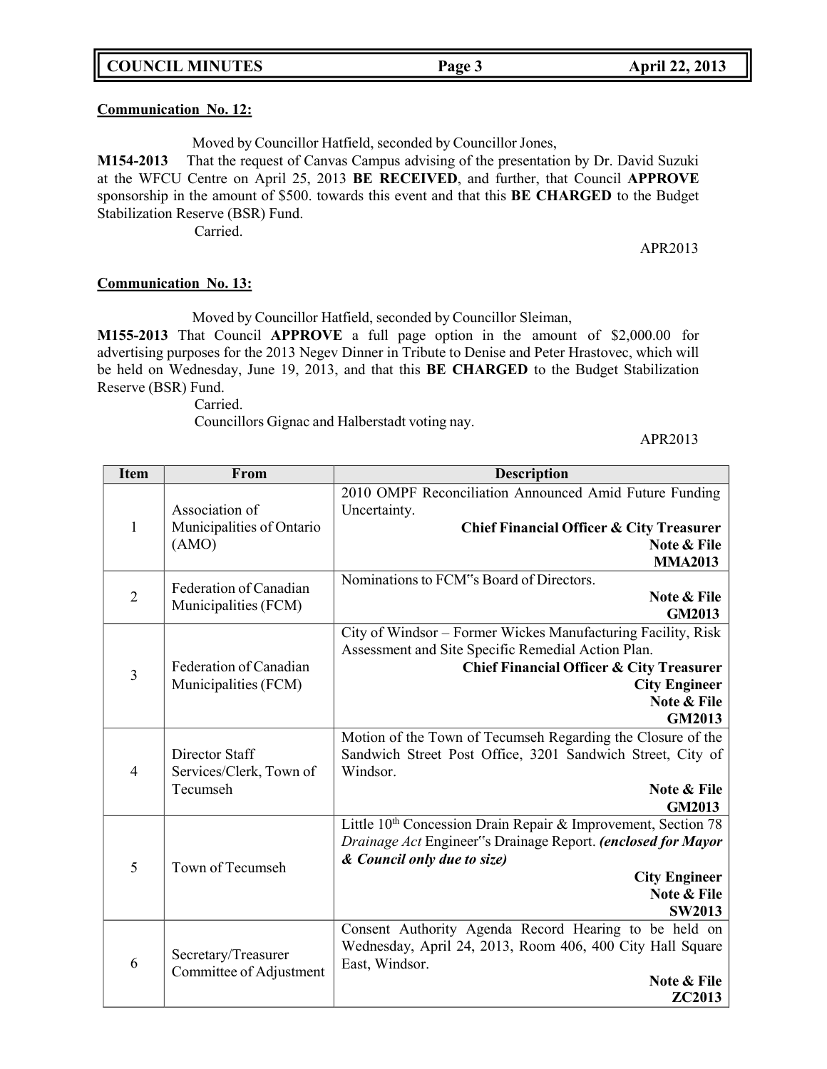**Communication No. 12:**

Moved by Councillor Hatfield, seconded by Councillor Jones,

**M154-2013** That the request of Canvas Campus advising of the presentation by Dr. David Suzuki at the WFCU Centre on April 25, 2013 **BE RECEIVED**, and further, that Council **APPROVE** sponsorship in the amount of $500. towards this event and that this **BE CHARGED** to the Budget Stabilization Reserve (BSR) Fund.

Carried.

APR2013

**Communication No. 13:**

Moved by Councillor Hatfield, seconded by Councillor Sleiman,

**M155-2013** That Council **APPROVE** a full page option in the amount of $2,000.00 for advertising purposes for the 2013 Negev Dinner in Tribute to Denise and Peter Hrastovec, which will be held on Wednesday, June 19, 2013, and that this **BE CHARGED** to the Budget Stabilization Reserve (BSR) Fund.

Carried.

Councillors Gignac and Halberstadt voting nay.

APR2013

| Item | From | Description |
|---|---|---|
| 1 | Association of Municipalities of Ontario (AMO) | 2010 OMPF Reconciliation Announced Amid Future Funding Uncertainty. **Chief Financial Officer & City Treasurer** **Note & File** **MMA2013** |
| 2 | Federation of Canadian Municipalities (FCM) | Nominations to FCM"s Board of Directors. **Note & File** **GM2013** |
| 3 | Federation of Canadian Municipalities (FCM) | City of Windsor – Former Wickes Manufacturing Facility, Risk Assessment and Site Specific Remedial Action Plan. **Chief Financial Officer & City Treasurer** **City Engineer** **Note & File** **GM2013** |
| 4 | Director Staff Services/Clerk, Town of Tecumseh | Motion of the Town of Tecumseh Regarding the Closure of the Sandwich Street Post Office, 3201 Sandwich Street, City of Windsor. **Note & File** **GM2013** |
| 5 | Town of Tecumseh | Little 10th Concession Drain Repair & Improvement, Section 78 *Drainage Act* Engineer"s Drainage Report. ***(enclosed for Mayor & Council only due to size)*** **City Engineer** **Note & File** **SW2013** |
| 6 | Secretary/Treasurer Committee of Adjustment | Consent Authority Agenda Record Hearing to be held on Wednesday, April 24, 2013, Room 406, 400 City Hall Square East, Windsor. **Note & File** **ZC2013** |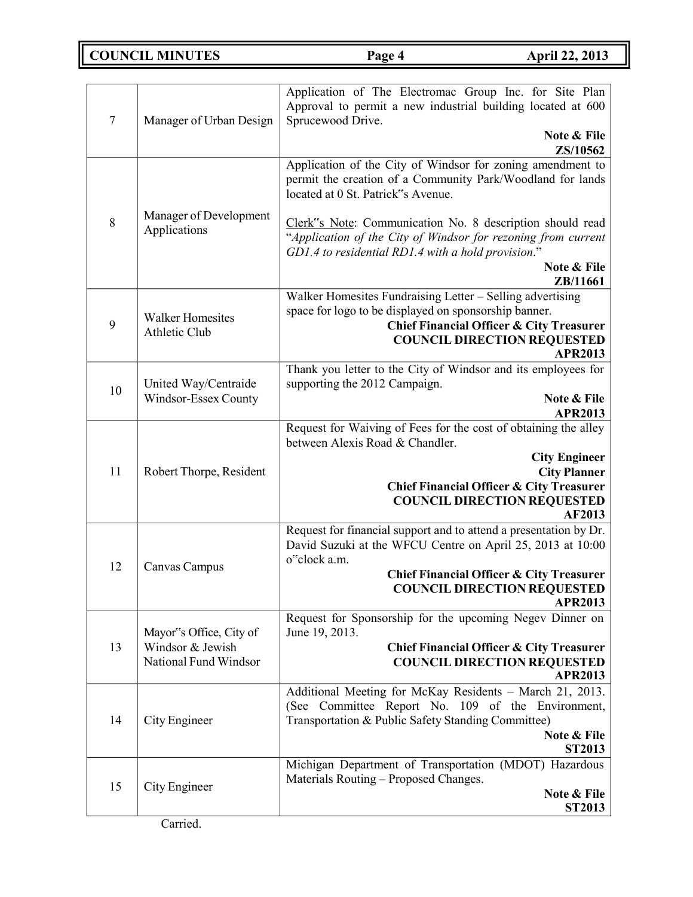| | | |
|---|---|---|
| 7 | Manager of Urban Design | Application of The Electromac Group Inc. for Site Plan Approval to permit a new industrial building located at 600 Sprucewood Drive.<br>**Note & File**<br>**ZS/10562** |
| 8 | Manager of Development Applications | Application of the City of Windsor for zoning amendment to permit the creation of a Community Park/Woodland for lands located at 0 St. Patrick"s Avenue.<br><br>Clerk"s Note: Communication No. 8 description should read "*Application of the City of Windsor for rezoning from current GD1.4 to residential RD1.4 with a hold provision*."<br>**Note & File**<br>**ZB/11661** |
| 9 | Walker Homesites Athletic Club | Walker Homesites Fundraising Letter – Selling advertising space for logo to be displayed on sponsorship banner.<br>**Chief Financial Officer & City Treasurer**<br>**COUNCIL DIRECTION REQUESTED**<br>**APR2013** |
| 10 | United Way/Centraide Windsor-Essex County | Thank you letter to the City of Windsor and its employees for supporting the 2012 Campaign.<br>**Note & File**<br>**APR2013** |
| 11 | Robert Thorpe, Resident | Request for Waiving of Fees for the cost of obtaining the alley between Alexis Road & Chandler.<br>**City Engineer**<br>**City Planner**<br>**Chief Financial Officer & City Treasurer**<br>**COUNCIL DIRECTION REQUESTED**<br>**AF2013** |
| 12 | Canvas Campus | Request for financial support and to attend a presentation by Dr. David Suzuki at the WFCU Centre on April 25, 2013 at 10:00 o"clock a.m.<br>**Chief Financial Officer & City Treasurer**<br>**COUNCIL DIRECTION REQUESTED**<br>**APR2013** |
| 13 | Mayor"s Office, City of Windsor & Jewish National Fund Windsor | Request for Sponsorship for the upcoming Negev Dinner on June 19, 2013.<br>**Chief Financial Officer & City Treasurer**<br>**COUNCIL DIRECTION REQUESTED**<br>**APR2013** |
| 14 | City Engineer | Additional Meeting for McKay Residents – March 21, 2013. (See Committee Report No. 109 of the Environment, Transportation & Public Safety Standing Committee)<br>**Note & File**<br>**ST2013** |
| 15 | City Engineer | Michigan Department of Transportation (MDOT) Hazardous Materials Routing – Proposed Changes.<br>**Note & File**<br>**ST2013** |

Carried.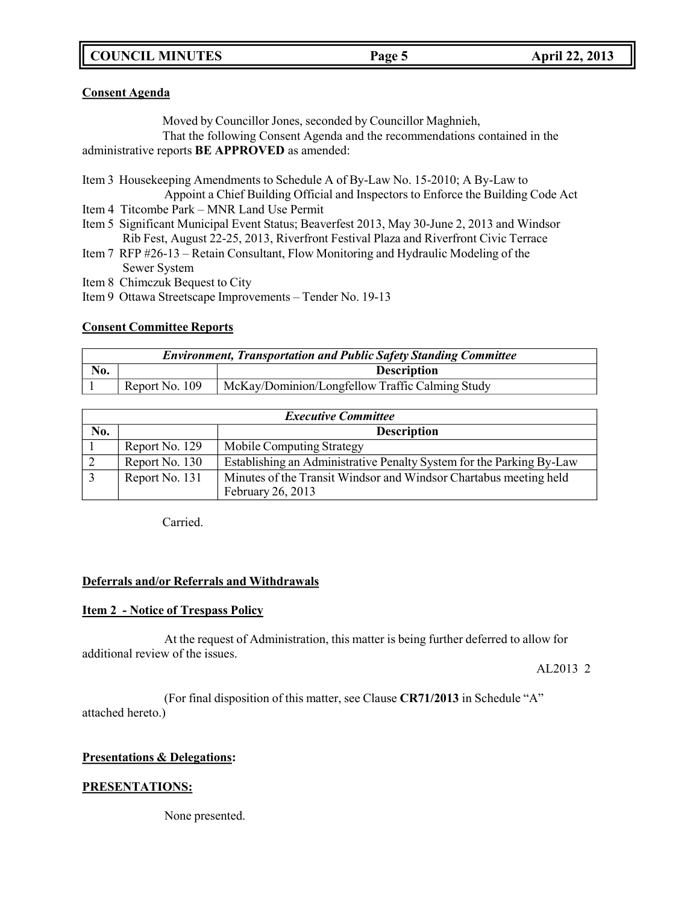**Consent Agenda**

Moved by Councillor Jones, seconded by Councillor Maghnieh,

That the following Consent Agenda and the recommendations contained in the administrative reports **BE APPROVED** as amended:

Item 3 Housekeeping Amendments to Schedule A of By-Law No. 15-2010; A By-Law to Appoint a Chief Building Official and Inspectors to Enforce the Building Code Act

Item 4 Titcombe Park – MNR Land Use Permit

Item 5 Significant Municipal Event Status; Beaverfest 2013, May 30-June 2, 2013 and Windsor Rib Fest, August 22-25, 2013, Riverfront Festival Plaza and Riverfront Civic Terrace

Item 7 RFP #26-13 – Retain Consultant, Flow Monitoring and Hydraulic Modeling of the Sewer System

Item 8 Chimczuk Bequest to City

Item 9 Ottawa Streetscape Improvements – Tender No. 19-13

**Consent Committee Reports**

| *Environment, Transportation and Public Safety Standing Committee* | | |
|---|---|---|
| **No.** | | **Description** |
| 1 | Report No. 109 | McKay/Dominion/Longfellow Traffic Calming Study |

| *Executive Committee* | | |
|---|---|---|
| **No.** | | **Description** |
| 1 | Report No. 129 | Mobile Computing Strategy |
| 2 | Report No. 130 | Establishing an Administrative Penalty System for the Parking By-Law |
| 3 | Report No. 131 | Minutes of the Transit Windsor and Windsor Chartabus meeting held February 26, 2013 |

Carried.

**Deferrals and/or Referrals and Withdrawals**

**Item 2 - Notice of Trespass Policy**

At the request of Administration, this matter is being further deferred to allow for additional review of the issues.

AL2013 2

(For final disposition of this matter, see Clause **CR71/2013** in Schedule "A" attached hereto.)

**Presentations & Delegations:**

**PRESENTATIONS:**

None presented.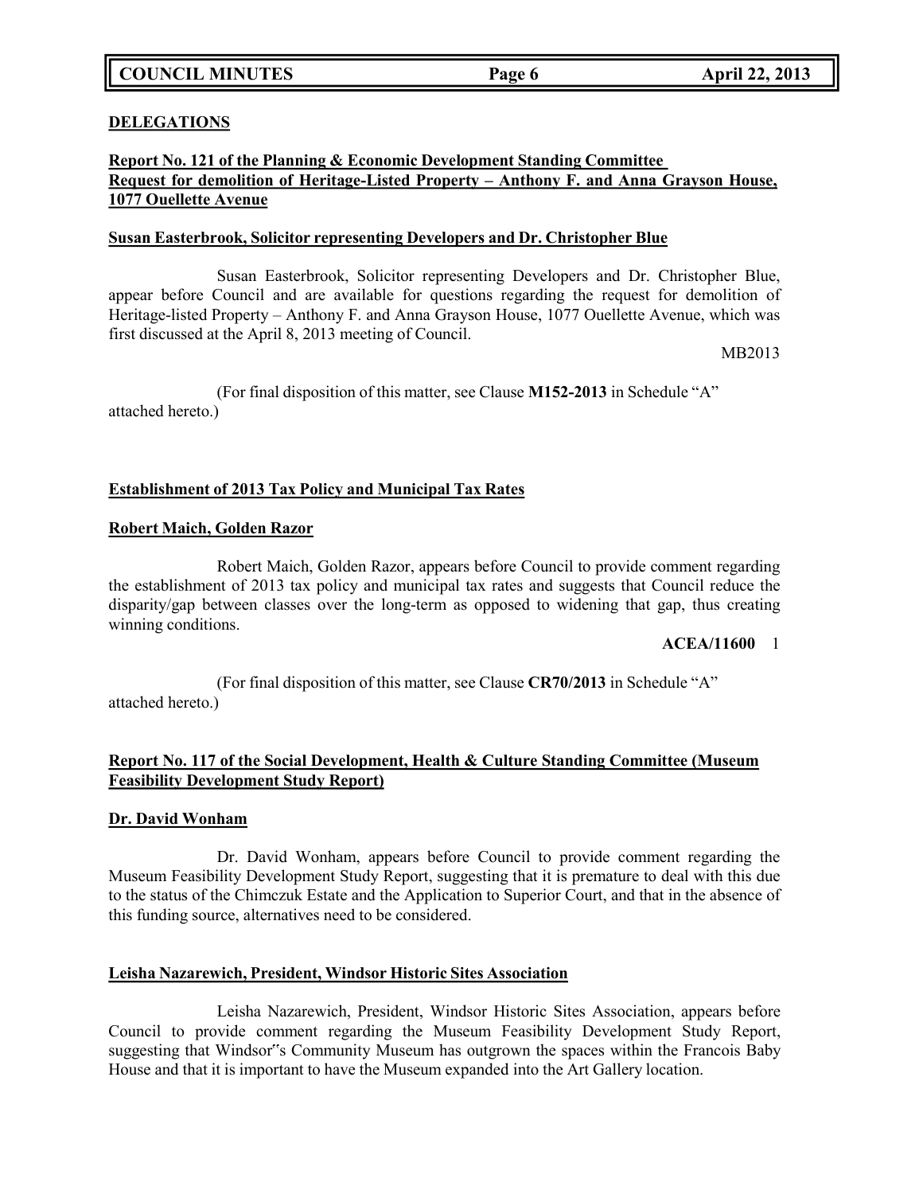## DELEGATIONS

**Report No. 121 of the Planning & Economic Development Standing Committee Request for demolition of Heritage-Listed Property – Anthony F. and Anna Grayson House, 1077 Ouellette Avenue**

**Susan Easterbrook, Solicitor representing Developers and Dr. Christopher Blue**

Susan Easterbrook, Solicitor representing Developers and Dr. Christopher Blue, appear before Council and are available for questions regarding the request for demolition of Heritage-listed Property – Anthony F. and Anna Grayson House, 1077 Ouellette Avenue, which was first discussed at the April 8, 2013 meeting of Council.

MB2013

(For final disposition of this matter, see Clause **M152-2013** in Schedule "A" attached hereto.)

**Establishment of 2013 Tax Policy and Municipal Tax Rates**

**Robert Maich, Golden Razor**

Robert Maich, Golden Razor, appears before Council to provide comment regarding the establishment of 2013 tax policy and municipal tax rates and suggests that Council reduce the disparity/gap between classes over the long-term as opposed to widening that gap, thus creating winning conditions.

**ACEA/11600** 1

(For final disposition of this matter, see Clause **CR70/2013** in Schedule "A" attached hereto.)

**Report No. 117 of the Social Development, Health & Culture Standing Committee (Museum Feasibility Development Study Report)**

**Dr. David Wonham**

Dr. David Wonham, appears before Council to provide comment regarding the Museum Feasibility Development Study Report, suggesting that it is premature to deal with this due to the status of the Chimczuk Estate and the Application to Superior Court, and that in the absence of this funding source, alternatives need to be considered.

**Leisha Nazarewich, President, Windsor Historic Sites Association**

Leisha Nazarewich, President, Windsor Historic Sites Association, appears before Council to provide comment regarding the Museum Feasibility Development Study Report, suggesting that Windsor"s Community Museum has outgrown the spaces within the Francois Baby House and that it is important to have the Museum expanded into the Art Gallery location.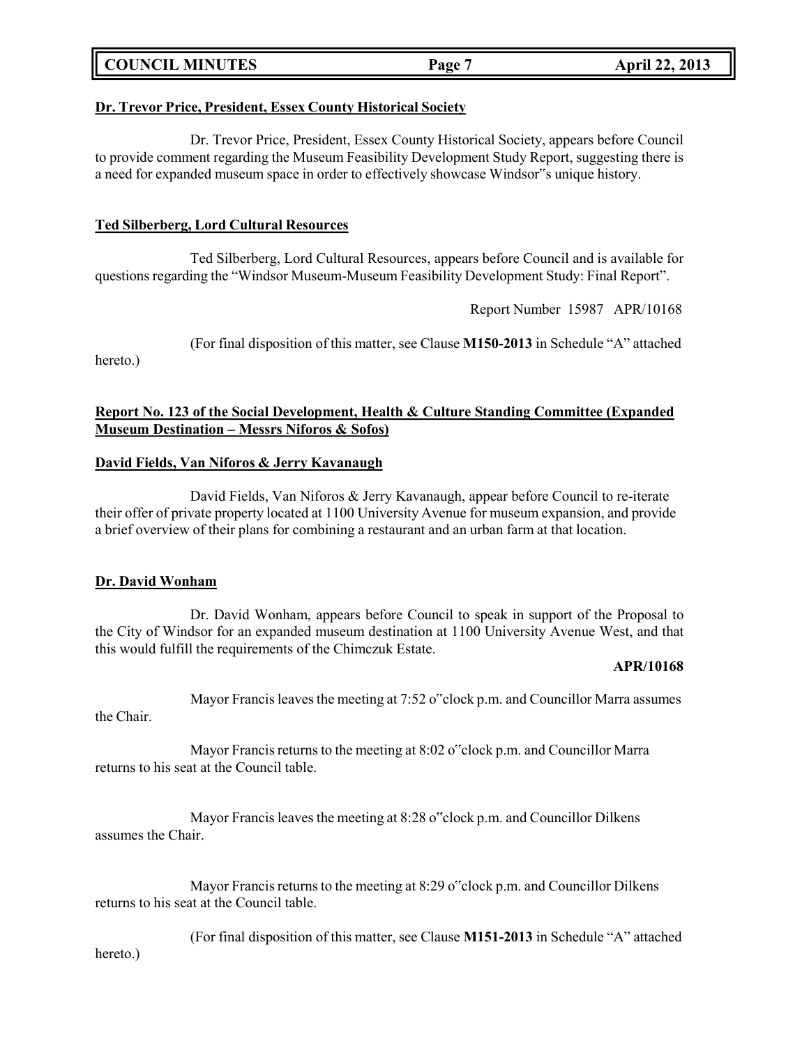**Dr. Trevor Price, President, Essex County Historical Society**

Dr. Trevor Price, President, Essex County Historical Society, appears before Council to provide comment regarding the Museum Feasibility Development Study Report, suggesting there is a need for expanded museum space in order to effectively showcase Windsor"s unique history.

**Ted Silberberg, Lord Cultural Resources**

Ted Silberberg, Lord Cultural Resources, appears before Council and is available for questions regarding the "Windsor Museum-Museum Feasibility Development Study: Final Report".

Report Number 15987 APR/10168

(For final disposition of this matter, see Clause **M150-2013** in Schedule "A" attached hereto.)

**Report No. 123 of the Social Development, Health & Culture Standing Committee (Expanded Museum Destination – Messrs Niforos & Sofos)**

**David Fields, Van Niforos & Jerry Kavanaugh**

David Fields, Van Niforos & Jerry Kavanaugh, appear before Council to re-iterate their offer of private property located at 1100 University Avenue for museum expansion, and provide a brief overview of their plans for combining a restaurant and an urban farm at that location.

**Dr. David Wonham**

Dr. David Wonham, appears before Council to speak in support of the Proposal to the City of Windsor for an expanded museum destination at 1100 University Avenue West, and that this would fulfill the requirements of the Chimczuk Estate.

**APR/10168**

Mayor Francis leaves the meeting at 7:52 o"clock p.m. and Councillor Marra assumes the Chair.

Mayor Francis returns to the meeting at 8:02 o"clock p.m. and Councillor Marra returns to his seat at the Council table.

Mayor Francis leaves the meeting at 8:28 o"clock p.m. and Councillor Dilkens assumes the Chair.

Mayor Francis returns to the meeting at 8:29 o"clock p.m. and Councillor Dilkens returns to his seat at the Council table.

(For final disposition of this matter, see Clause **M151-2013** in Schedule "A" attached hereto.)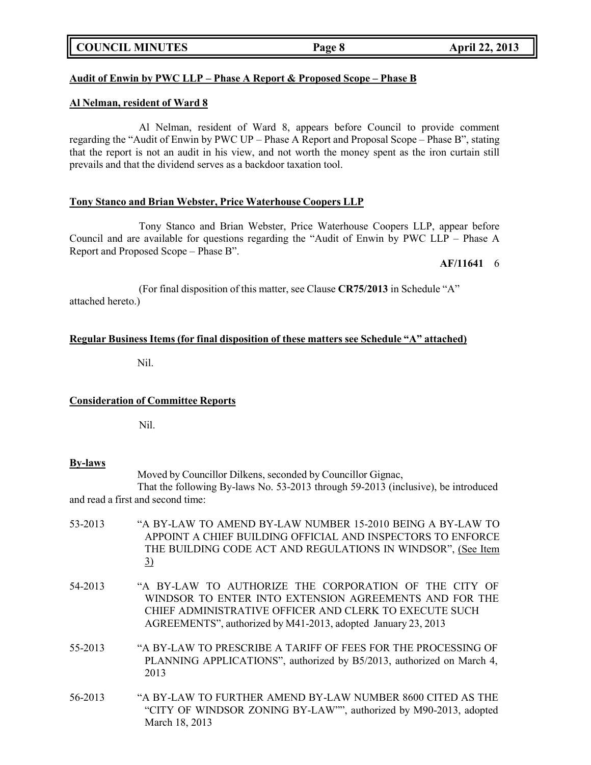**Audit of Enwin by PWC LLP – Phase A Report & Proposed Scope – Phase B**

**Al Nelman, resident of Ward 8**

Al Nelman, resident of Ward 8, appears before Council to provide comment regarding the "Audit of Enwin by PWC UP – Phase A Report and Proposal Scope – Phase B", stating that the report is not an audit in his view, and not worth the money spent as the iron curtain still prevails and that the dividend serves as a backdoor taxation tool.

**Tony Stanco and Brian Webster, Price Waterhouse Coopers LLP**

Tony Stanco and Brian Webster, Price Waterhouse Coopers LLP, appear before Council and are available for questions regarding the "Audit of Enwin by PWC LLP – Phase A Report and Proposed Scope – Phase B".

**AF/11641** 6

(For final disposition of this matter, see Clause **CR75/2013** in Schedule "A" attached hereto.)

**Regular Business Items (for final disposition of these matters see Schedule "A" attached)**

Nil.

**Consideration of Committee Reports**

Nil.

**By-laws**

Moved by Councillor Dilkens, seconded by Councillor Gignac,

That the following By-laws No. 53-2013 through 59-2013 (inclusive), be introduced and read a first and second time:

53-2013 "A BY-LAW TO AMEND BY-LAW NUMBER 15-2010 BEING A BY-LAW TO APPOINT A CHIEF BUILDING OFFICIAL AND INSPECTORS TO ENFORCE THE BUILDING CODE ACT AND REGULATIONS IN WINDSOR", (See Item 3)

54-2013 "A BY-LAW TO AUTHORIZE THE CORPORATION OF THE CITY OF WINDSOR TO ENTER INTO EXTENSION AGREEMENTS AND FOR THE CHIEF ADMINISTRATIVE OFFICER AND CLERK TO EXECUTE SUCH AGREEMENTS", authorized by M41-2013, adopted January 23, 2013

55-2013 "A BY-LAW TO PRESCRIBE A TARIFF OF FEES FOR THE PROCESSING OF PLANNING APPLICATIONS", authorized by B5/2013, authorized on March 4, 2013

56-2013 "A BY-LAW TO FURTHER AMEND BY-LAW NUMBER 8600 CITED AS THE "CITY OF WINDSOR ZONING BY-LAW"", authorized by M90-2013, adopted March 18, 2013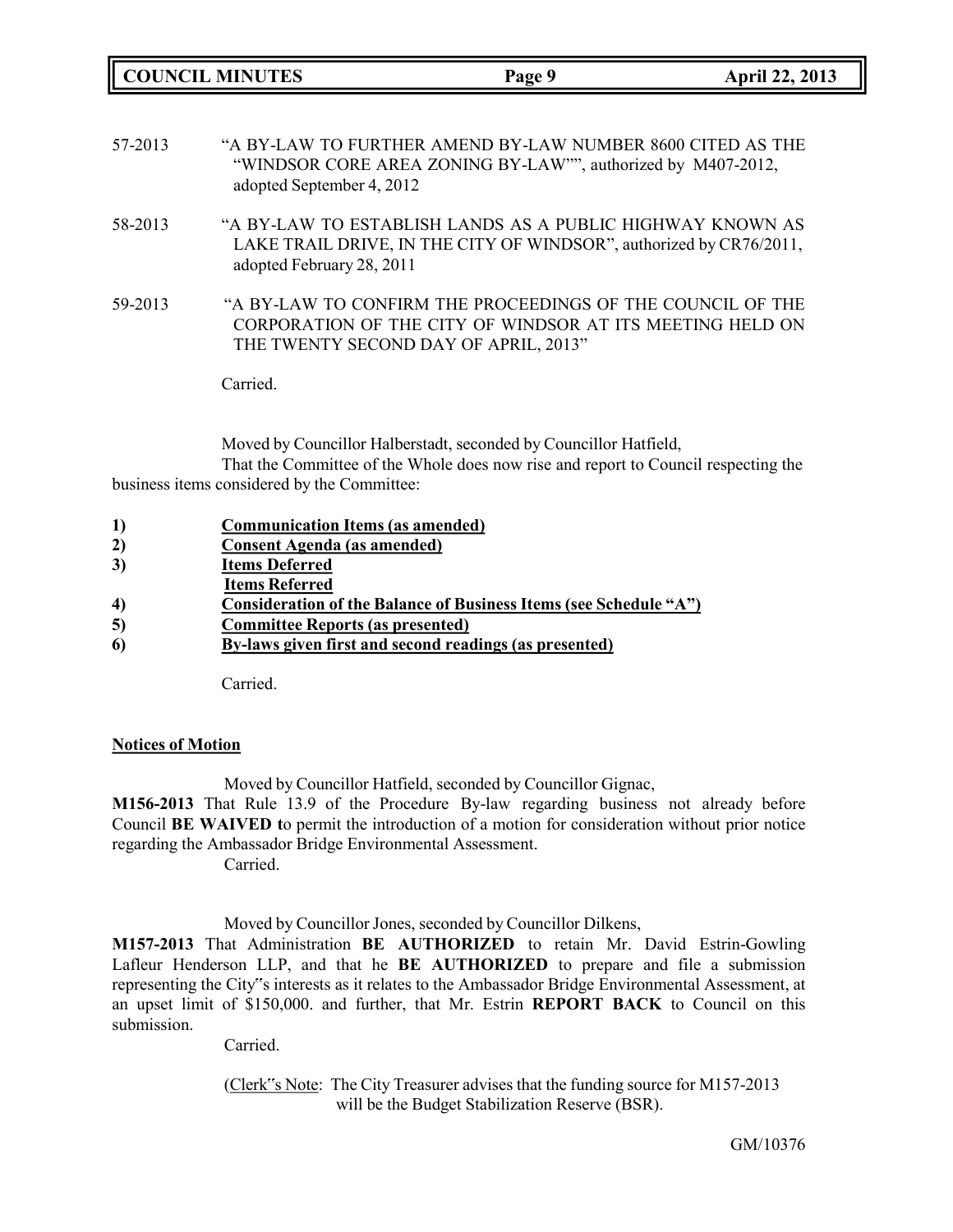57-2013 "A BY-LAW TO FURTHER AMEND BY-LAW NUMBER 8600 CITED AS THE "WINDSOR CORE AREA ZONING BY-LAW"", authorized by M407-2012, adopted September 4, 2012

58-2013 "A BY-LAW TO ESTABLISH LANDS AS A PUBLIC HIGHWAY KNOWN AS LAKE TRAIL DRIVE, IN THE CITY OF WINDSOR", authorized by CR76/2011, adopted February 28, 2011

59-2013 "A BY-LAW TO CONFIRM THE PROCEEDINGS OF THE COUNCIL OF THE CORPORATION OF THE CITY OF WINDSOR AT ITS MEETING HELD ON THE TWENTY SECOND DAY OF APRIL, 2013"

Carried.

Moved by Councillor Halberstadt, seconded by Councillor Hatfield,

That the Committee of the Whole does now rise and report to Council respecting the business items considered by the Committee:

**1)** **Communication Items (as amended)**
**2)** **Consent Agenda (as amended)**
**3)** **Items Deferred**
**Items Referred**
**4)** **Consideration of the Balance of Business Items (see Schedule "A")**
**5)** **Committee Reports (as presented)**
**6)** **By-laws given first and second readings (as presented)**

Carried.

**Notices of Motion**

Moved by Councillor Hatfield, seconded by Councillor Gignac,

**M156-2013** That Rule 13.9 of the Procedure By-law regarding business not already before Council **BE WAIVED t**o permit the introduction of a motion for consideration without prior notice regarding the Ambassador Bridge Environmental Assessment.

Carried.

Moved by Councillor Jones, seconded by Councillor Dilkens,

**M157-2013** That Administration **BE AUTHORIZED** to retain Mr. David Estrin-Gowling Lafleur Henderson LLP, and that he **BE AUTHORIZED** to prepare and file a submission representing the City"s interests as it relates to the Ambassador Bridge Environmental Assessment, at an upset limit of $150,000. and further, that Mr. Estrin **REPORT BACK** to Council on this submission.

Carried.

(Clerk"s Note: The City Treasurer advises that the funding source for M157-2013 will be the Budget Stabilization Reserve (BSR).

GM/10376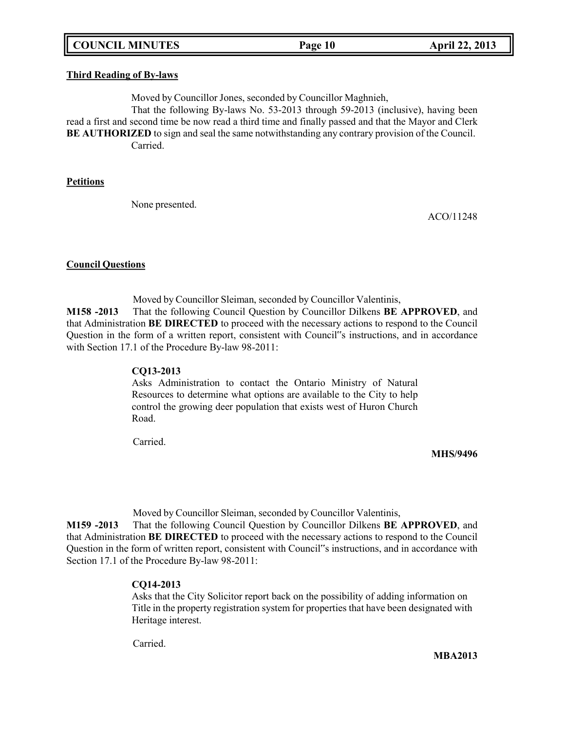**Third Reading of By-laws**

Moved by Councillor Jones, seconded by Councillor Maghnieh,

That the following By-laws No. 53-2013 through 59-2013 (inclusive), having been read a first and second time be now read a third time and finally passed and that the Mayor and Clerk **BE AUTHORIZED** to sign and seal the same notwithstanding any contrary provision of the Council.

Carried.

**Petitions**

None presented.

ACO/11248

**Council Questions**

Moved by Councillor Sleiman, seconded by Councillor Valentinis,

**M158 -2013** That the following Council Question by Councillor Dilkens **BE APPROVED**, and that Administration **BE DIRECTED** to proceed with the necessary actions to respond to the Council Question in the form of a written report, consistent with Council"s instructions, and in accordance with Section 17.1 of the Procedure By-law 98-2011:

> **CQ13-2013**
> Asks Administration to contact the Ontario Ministry of Natural Resources to determine what options are available to the City to help control the growing deer population that exists west of Huron Church Road.

Carried.

**MHS/9496**

Moved by Councillor Sleiman, seconded by Councillor Valentinis,

**M159 -2013** That the following Council Question by Councillor Dilkens **BE APPROVED**, and that Administration **BE DIRECTED** to proceed with the necessary actions to respond to the Council Question in the form of written report, consistent with Council"s instructions, and in accordance with Section 17.1 of the Procedure By-law 98-2011:

> **CQ14-2013**
> Asks that the City Solicitor report back on the possibility of adding information on Title in the property registration system for properties that have been designated with Heritage interest.

Carried.

**MBA2013**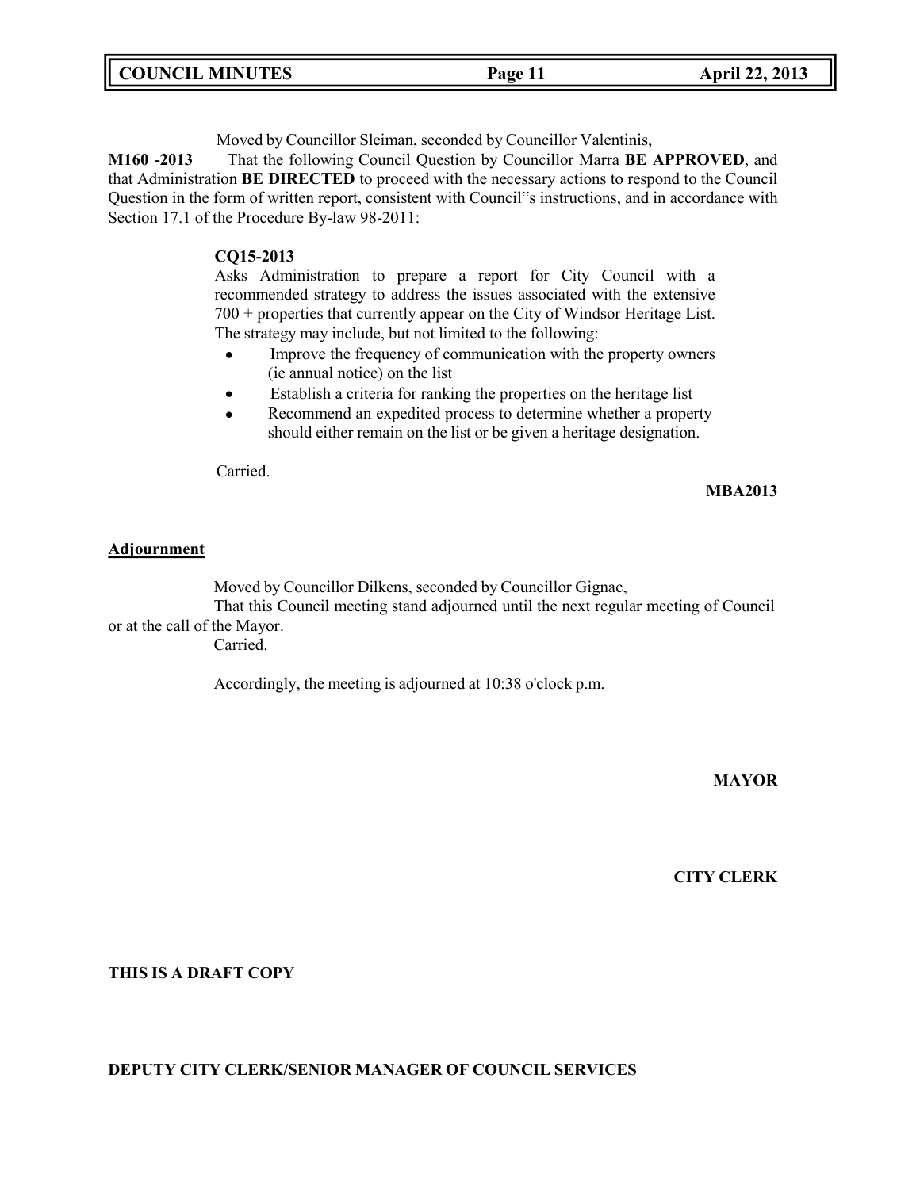Moved by Councillor Sleiman, seconded by Councillor Valentinis,

**M160 -2013** That the following Council Question by Councillor Marra **BE APPROVED**, and that Administration **BE DIRECTED** to proceed with the necessary actions to respond to the Council Question in the form of written report, consistent with Council"s instructions, and in accordance with Section 17.1 of the Procedure By-law 98-2011:

**CQ15-2013**

Asks Administration to prepare a report for City Council with a recommended strategy to address the issues associated with the extensive 700 + properties that currently appear on the City of Windsor Heritage List. The strategy may include, but not limited to the following:

- Improve the frequency of communication with the property owners (ie annual notice) on the list
- Establish a criteria for ranking the properties on the heritage list
- Recommend an expedited process to determine whether a property should either remain on the list or be given a heritage designation.

Carried.

**MBA2013**

## Adjournment

Moved by Councillor Dilkens, seconded by Councillor Gignac,

That this Council meeting stand adjourned until the next regular meeting of Council or at the call of the Mayor.

Carried.

Accordingly, the meeting is adjourned at 10:38 o'clock p.m.

**MAYOR**

**CITY CLERK**

**THIS IS A DRAFT COPY**

**DEPUTY CITY CLERK/SENIOR MANAGER OF COUNCIL SERVICES**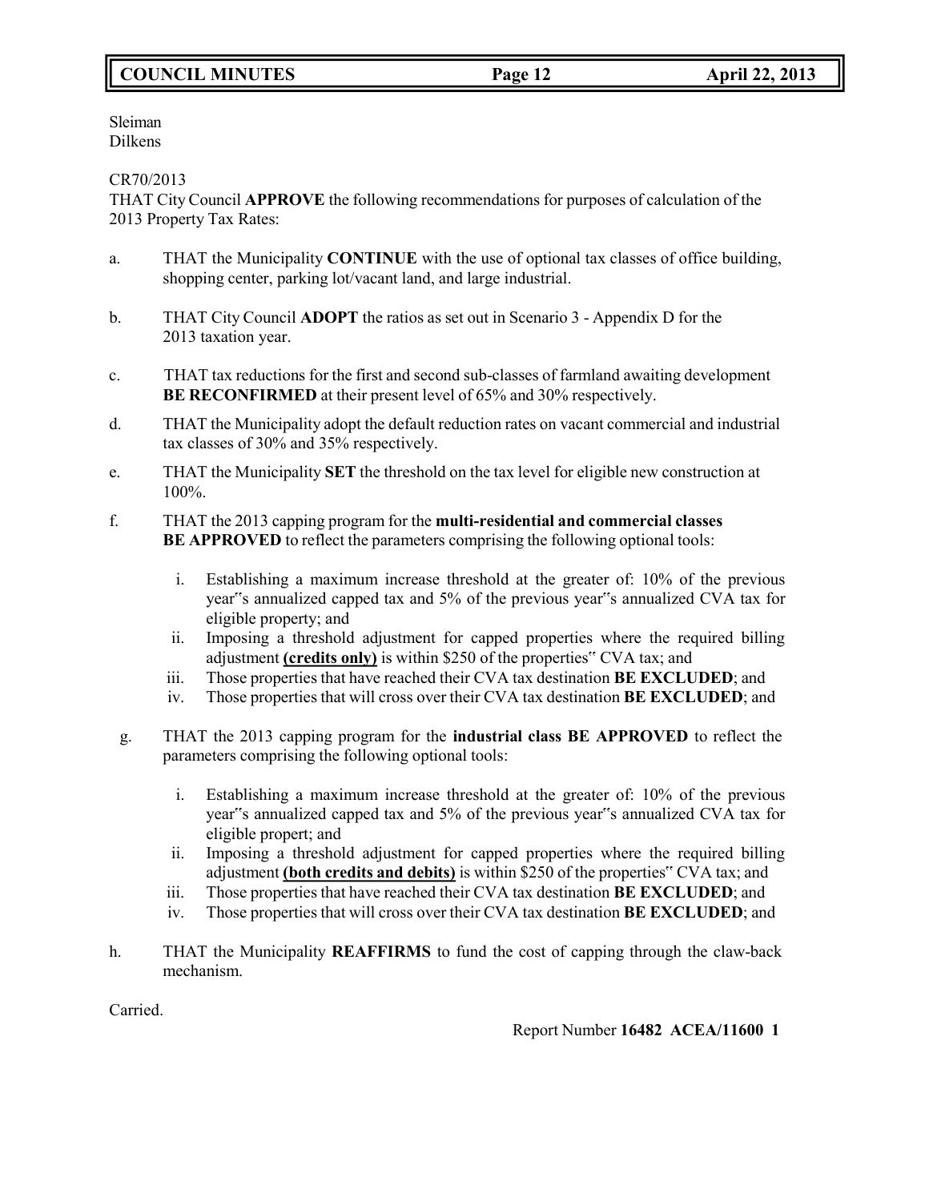Sleiman
Dilkens

CR70/2013
THAT City Council **APPROVE** the following recommendations for purposes of calculation of the 2013 Property Tax Rates:

a. THAT the Municipality **CONTINUE** with the use of optional tax classes of office building, shopping center, parking lot/vacant land, and large industrial.

b. THAT City Council **ADOPT** the ratios as set out in Scenario 3 - Appendix D for the 2013 taxation year.

c. THAT tax reductions for the first and second sub-classes of farmland awaiting development **BE RECONFIRMED** at their present level of 65% and 30% respectively.

d. THAT the Municipality adopt the default reduction rates on vacant commercial and industrial tax classes of 30% and 35% respectively.

e. THAT the Municipality **SET** the threshold on the tax level for eligible new construction at 100%.

f. THAT the 2013 capping program for the **multi-residential and commercial classes BE APPROVED** to reflect the parameters comprising the following optional tools:

   i. Establishing a maximum increase threshold at the greater of: 10% of the previous year"s annualized capped tax and 5% of the previous year"s annualized CVA tax for eligible property; and
   ii. Imposing a threshold adjustment for capped properties where the required billing adjustment **(credits only)** is within $250 of the properties" CVA tax; and
   iii. Those properties that have reached their CVA tax destination **BE EXCLUDED**; and
   iv. Those properties that will cross over their CVA tax destination **BE EXCLUDED**; and

g. THAT the 2013 capping program for the **industrial class BE APPROVED** to reflect the parameters comprising the following optional tools:

   i. Establishing a maximum increase threshold at the greater of: 10% of the previous year"s annualized capped tax and 5% of the previous year"s annualized CVA tax for eligible propert; and
   ii. Imposing a threshold adjustment for capped properties where the required billing adjustment **(both credits and debits)** is within $250 of the properties" CVA tax; and
   iii. Those properties that have reached their CVA tax destination **BE EXCLUDED**; and
   iv. Those properties that will cross over their CVA tax destination **BE EXCLUDED**; and

h. THAT the Municipality **REAFFIRMS** to fund the cost of capping through the claw-back mechanism.

Carried.

Report Number **16482 ACEA/11600 1**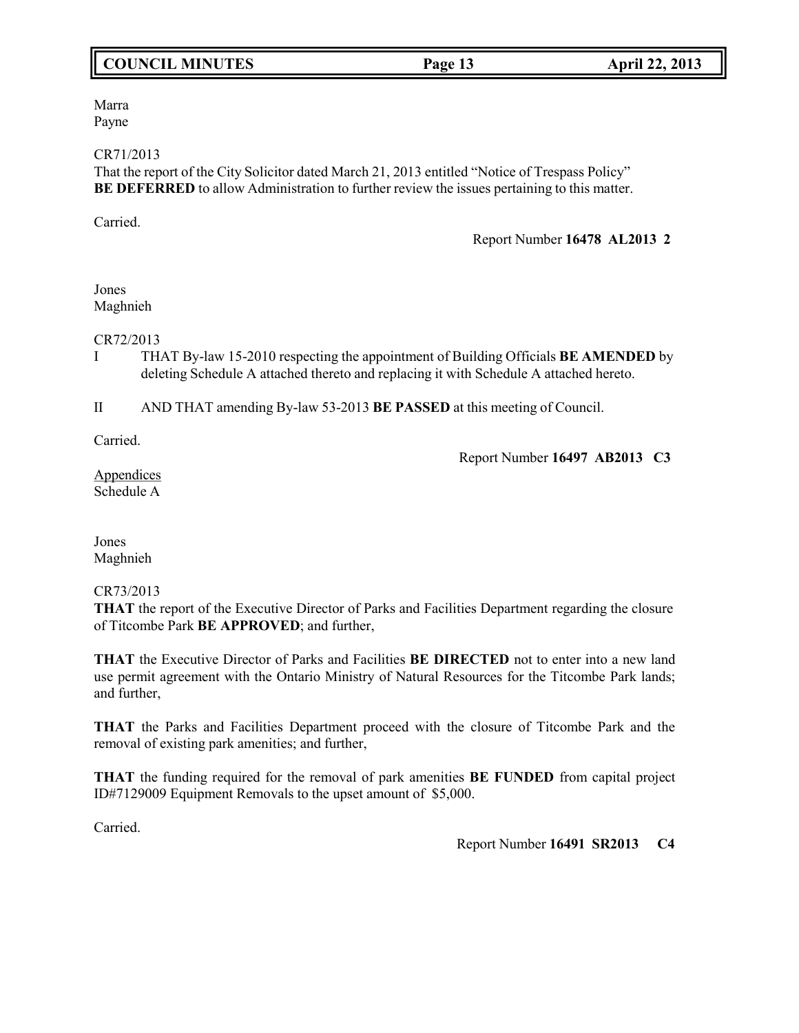Marra
Payne

CR71/2013
That the report of the City Solicitor dated March 21, 2013 entitled "Notice of Trespass Policy" **BE DEFERRED** to allow Administration to further review the issues pertaining to this matter.

Carried.

Report Number **16478 AL2013 2**

Jones
Maghnieh

CR72/2013

I THAT By-law 15-2010 respecting the appointment of Building Officials **BE AMENDED** by deleting Schedule A attached thereto and replacing it with Schedule A attached hereto.

II AND THAT amending By-law 53-2013 **BE PASSED** at this meeting of Council.

Carried.

Report Number **16497 AB2013 C3**

Appendices
Schedule A

Jones
Maghnieh

CR73/2013
**THAT** the report of the Executive Director of Parks and Facilities Department regarding the closure of Titcombe Park **BE APPROVED**; and further,

**THAT** the Executive Director of Parks and Facilities **BE DIRECTED** not to enter into a new land use permit agreement with the Ontario Ministry of Natural Resources for the Titcombe Park lands; and further,

**THAT** the Parks and Facilities Department proceed with the closure of Titcombe Park and the removal of existing park amenities; and further,

**THAT** the funding required for the removal of park amenities **BE FUNDED** from capital project ID#7129009 Equipment Removals to the upset amount of $5,000.

Carried.

Report Number **16491 SR2013 C4**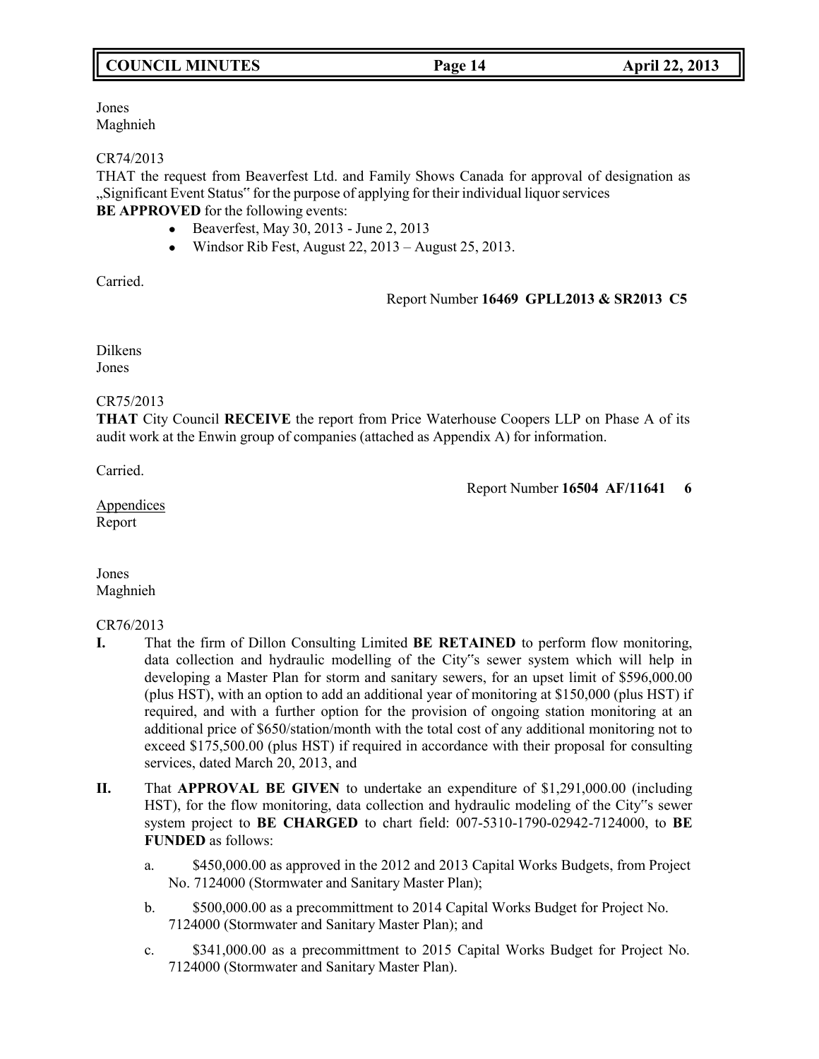Jones
Maghnieh

CR74/2013
THAT the request from Beaverfest Ltd. and Family Shows Canada for approval of designation as „Significant Event Status" for the purpose of applying for their individual liquor services
**BE APPROVED** for the following events:

- Beaverfest, May 30, 2013 - June 2, 2013
- Windsor Rib Fest, August 22, 2013 – August 25, 2013.

Carried.

Report Number **16469 GPLL2013 & SR2013 C5**

Dilkens
Jones

CR75/2013
**THAT** City Council **RECEIVE** the report from Price Waterhouse Coopers LLP on Phase A of its audit work at the Enwin group of companies (attached as Appendix A) for information.

Carried.

Report Number **16504 AF/11641 6**

Appendices
Report

Jones
Maghnieh

CR76/2013

**I.** That the firm of Dillon Consulting Limited **BE RETAINED** to perform flow monitoring, data collection and hydraulic modelling of the City"s sewer system which will help in developing a Master Plan for storm and sanitary sewers, for an upset limit of $596,000.00 (plus HST), with an option to add an additional year of monitoring at $150,000 (plus HST) if required, and with a further option for the provision of ongoing station monitoring at an additional price of $650/station/month with the total cost of any additional monitoring not to exceed $175,500.00 (plus HST) if required in accordance with their proposal for consulting services, dated March 20, 2013, and

**II.** That **APPROVAL BE GIVEN** to undertake an expenditure of $1,291,000.00 (including HST), for the flow monitoring, data collection and hydraulic modeling of the City"s sewer system project to **BE CHARGED** to chart field: 007-5310-1790-02942-7124000, to **BE FUNDED** as follows:

a. $450,000.00 as approved in the 2012 and 2013 Capital Works Budgets, from Project No. 7124000 (Stormwater and Sanitary Master Plan);

b. $500,000.00 as a precommittment to 2014 Capital Works Budget for Project No. 7124000 (Stormwater and Sanitary Master Plan); and

c. $341,000.00 as a precommittment to 2015 Capital Works Budget for Project No. 7124000 (Stormwater and Sanitary Master Plan).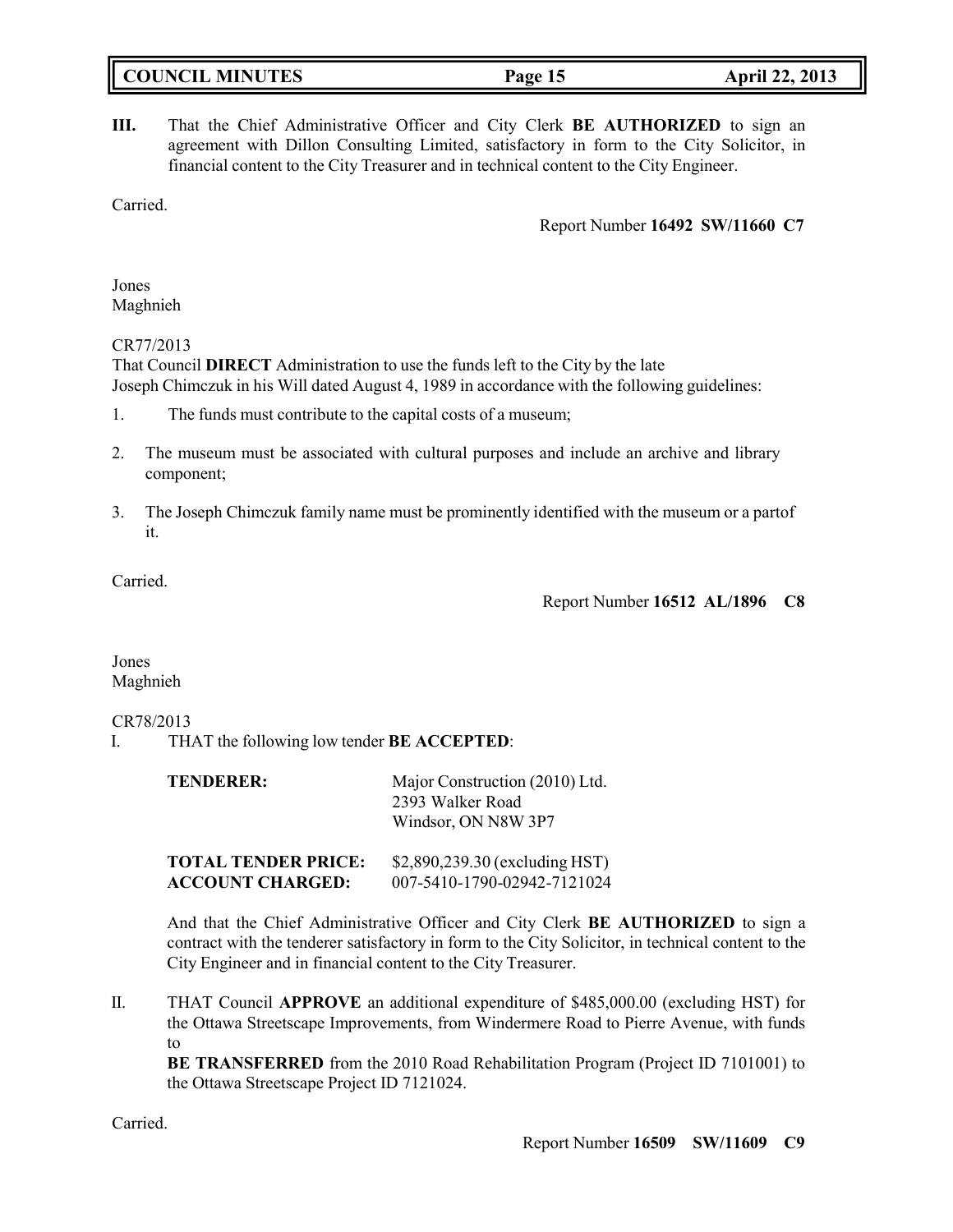**III.** That the Chief Administrative Officer and City Clerk **BE AUTHORIZED** to sign an agreement with Dillon Consulting Limited, satisfactory in form to the City Solicitor, in financial content to the City Treasurer and in technical content to the City Engineer.

Carried.

Report Number **16492 SW/11660 C7**

Jones
Maghnieh

CR77/2013
That Council **DIRECT** Administration to use the funds left to the City by the late Joseph Chimczuk in his Will dated August 4, 1989 in accordance with the following guidelines:

1. The funds must contribute to the capital costs of a museum;
2. The museum must be associated with cultural purposes and include an archive and library component;
3. The Joseph Chimczuk family name must be prominently identified with the museum or a partof it.

Carried.

Report Number **16512 AL/1896 C8**

Jones
Maghnieh

CR78/2013

I. THAT the following low tender **BE ACCEPTED**:

| | |
|---|---|
| **TENDERER:** | Major Construction (2010) Ltd.<br>2393 Walker Road<br>Windsor, ON N8W 3P7 |
| **TOTAL TENDER PRICE:** | $2,890,239.30 (excluding HST) |
| **ACCOUNT CHARGED:** | 007-5410-1790-02942-7121024 |

And that the Chief Administrative Officer and City Clerk **BE AUTHORIZED** to sign a contract with the tenderer satisfactory in form to the City Solicitor, in technical content to the City Engineer and in financial content to the City Treasurer.

II. THAT Council **APPROVE** an additional expenditure of $485,000.00 (excluding HST) for the Ottawa Streetscape Improvements, from Windermere Road to Pierre Avenue, with funds to
**BE TRANSFERRED** from the 2010 Road Rehabilitation Program (Project ID 7101001) to the Ottawa Streetscape Project ID 7121024.

Carried.

Report Number **16509 SW/11609 C9**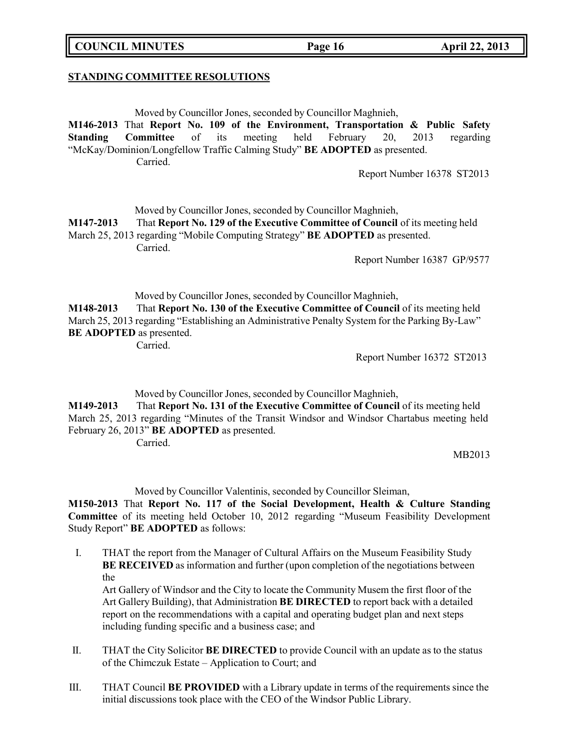## STANDING COMMITTEE RESOLUTIONS

Moved by Councillor Jones, seconded by Councillor Maghnieh,

**M146-2013** That **Report No. 109 of the Environment, Transportation & Public Safety Standing Committee** of its meeting held February 20, 2013 regarding "McKay/Dominion/Longfellow Traffic Calming Study" **BE ADOPTED** as presented.

Carried.

Report Number 16378 ST2013

Moved by Councillor Jones, seconded by Councillor Maghnieh,

**M147-2013** That **Report No. 129 of the Executive Committee of Council** of its meeting held March 25, 2013 regarding "Mobile Computing Strategy" **BE ADOPTED** as presented.

Carried.

Report Number 16387 GP/9577

Moved by Councillor Jones, seconded by Councillor Maghnieh,

**M148-2013** That **Report No. 130 of the Executive Committee of Council** of its meeting held March 25, 2013 regarding "Establishing an Administrative Penalty System for the Parking By-Law" **BE ADOPTED** as presented.

Carried.

Report Number 16372 ST2013

Moved by Councillor Jones, seconded by Councillor Maghnieh,

**M149-2013** That **Report No. 131 of the Executive Committee of Council** of its meeting held March 25, 2013 regarding "Minutes of the Transit Windsor and Windsor Chartabus meeting held February 26, 2013" **BE ADOPTED** as presented.

Carried.

MB2013

Moved by Councillor Valentinis, seconded by Councillor Sleiman,

**M150-2013** That **Report No. 117 of the Social Development, Health & Culture Standing Committee** of its meeting held October 10, 2012 regarding "Museum Feasibility Development Study Report" **BE ADOPTED** as follows:

I. THAT the report from the Manager of Cultural Affairs on the Museum Feasibility Study **BE RECEIVED** as information and further (upon completion of the negotiations between the Art Gallery of Windsor and the City to locate the Community Musem the first floor of the Art Gallery Building), that Administration **BE DIRECTED** to report back with a detailed report on the recommendations with a capital and operating budget plan and next steps including funding specific and a business case; and

II. THAT the City Solicitor **BE DIRECTED** to provide Council with an update as to the status of the Chimczuk Estate – Application to Court; and

III. THAT Council **BE PROVIDED** with a Library update in terms of the requirements since the initial discussions took place with the CEO of the Windsor Public Library.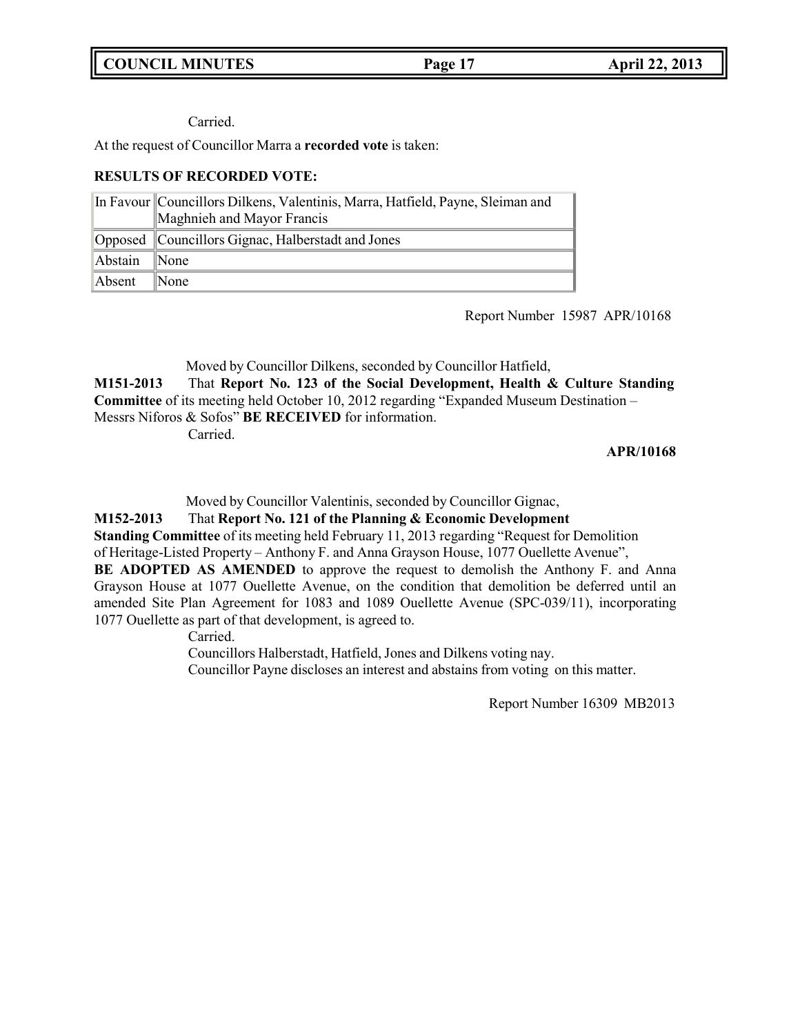Carried.

At the request of Councillor Marra a **recorded vote** is taken:

**RESULTS OF RECORDED VOTE:**

| | |
|---|---|
| In Favour | Councillors Dilkens, Valentinis, Marra, Hatfield, Payne, Sleiman and Maghnieh and Mayor Francis |
| Opposed | Councillors Gignac, Halberstadt and Jones |
| Abstain | None |
| Absent | None |

Report Number 15987 APR/10168

Moved by Councillor Dilkens, seconded by Councillor Hatfield,

**M151-2013** That **Report No. 123 of the Social Development, Health & Culture Standing Committee** of its meeting held October 10, 2012 regarding "Expanded Museum Destination – Messrs Niforos & Sofos" **BE RECEIVED** for information.

Carried.

**APR/10168**

Moved by Councillor Valentinis, seconded by Councillor Gignac,

**M152-2013** That **Report No. 121 of the Planning & Economic Development Standing Committee** of its meeting held February 11, 2013 regarding "Request for Demolition of Heritage-Listed Property – Anthony F. and Anna Grayson House, 1077 Ouellette Avenue", **BE ADOPTED AS AMENDED** to approve the request to demolish the Anthony F. and Anna Grayson House at 1077 Ouellette Avenue, on the condition that demolition be deferred until an amended Site Plan Agreement for 1083 and 1089 Ouellette Avenue (SPC-039/11), incorporating 1077 Ouellette as part of that development, is agreed to.

Carried.

Councillors Halberstadt, Hatfield, Jones and Dilkens voting nay.

Councillor Payne discloses an interest and abstains from voting on this matter.

Report Number 16309 MB2013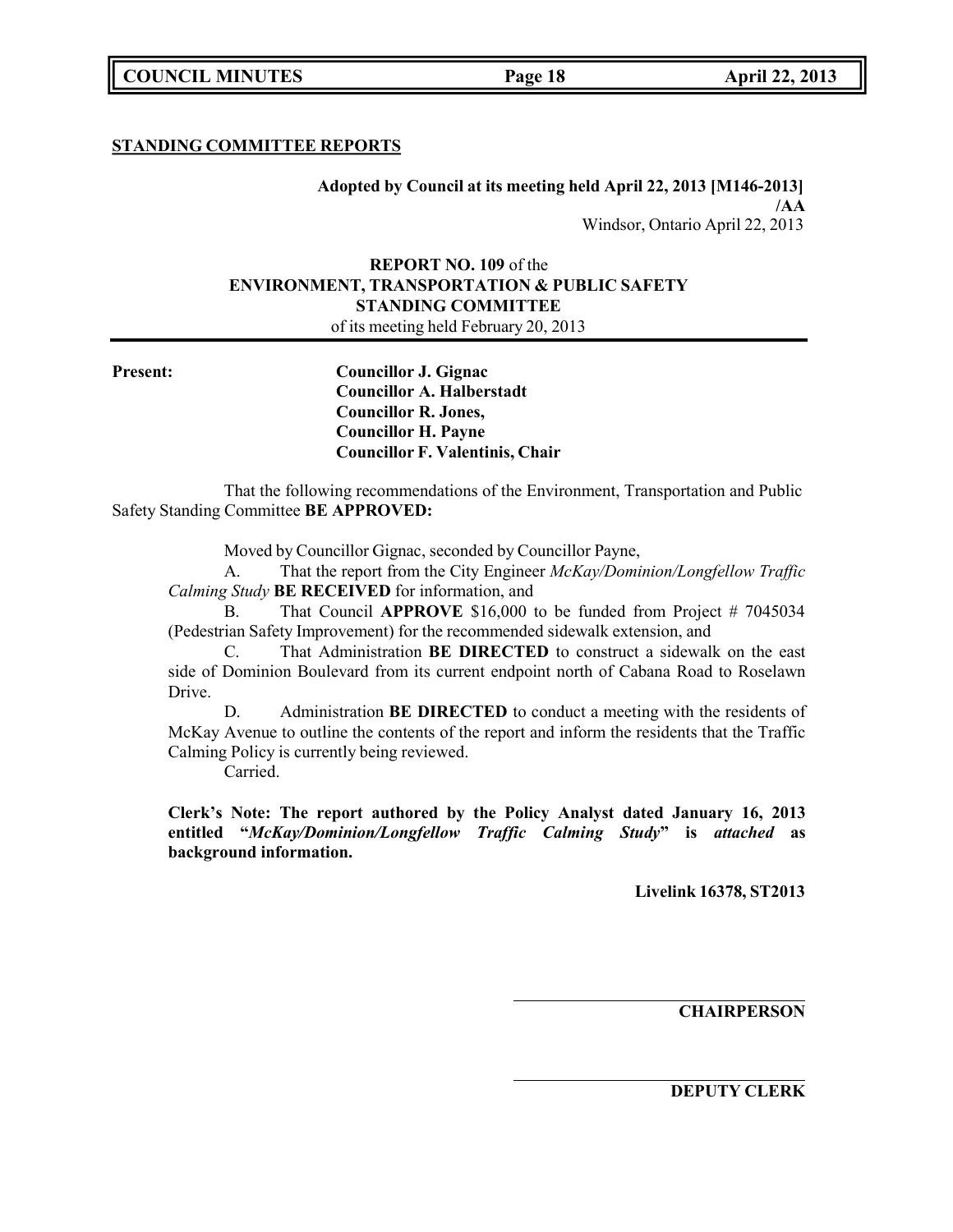**STANDING COMMITTEE REPORTS**

**Adopted by Council at its meeting held April 22, 2013 [M146-2013]**
**/AA**
Windsor, Ontario April 22, 2013

**REPORT NO. 109** of the
**ENVIRONMENT, TRANSPORTATION & PUBLIC SAFETY**
**STANDING COMMITTEE**
of its meeting held February 20, 2013

**Present:**

**Councillor J. Gignac**
**Councillor A. Halberstadt**
**Councillor R. Jones,**
**Councillor H. Payne**
**Councillor F. Valentinis, Chair**

That the following recommendations of the Environment, Transportation and Public Safety Standing Committee **BE APPROVED:**

Moved by Councillor Gignac, seconded by Councillor Payne,

A. That the report from the City Engineer *McKay/Dominion/Longfellow Traffic Calming Study* **BE RECEIVED** for information, and

B. That Council **APPROVE** $16,000 to be funded from Project # 7045034 (Pedestrian Safety Improvement) for the recommended sidewalk extension, and

C. That Administration **BE DIRECTED** to construct a sidewalk on the east side of Dominion Boulevard from its current endpoint north of Cabana Road to Roselawn Drive.

D. Administration **BE DIRECTED** to conduct a meeting with the residents of McKay Avenue to outline the contents of the report and inform the residents that the Traffic Calming Policy is currently being reviewed.

Carried.

**Clerk's Note: The report authored by the Policy Analyst dated January 16, 2013 entitled "*McKay/Dominion/Longfellow Traffic Calming Study*" is *attached* as background information.**

**Livelink 16378, ST2013**

**CHAIRPERSON**

**DEPUTY CLERK**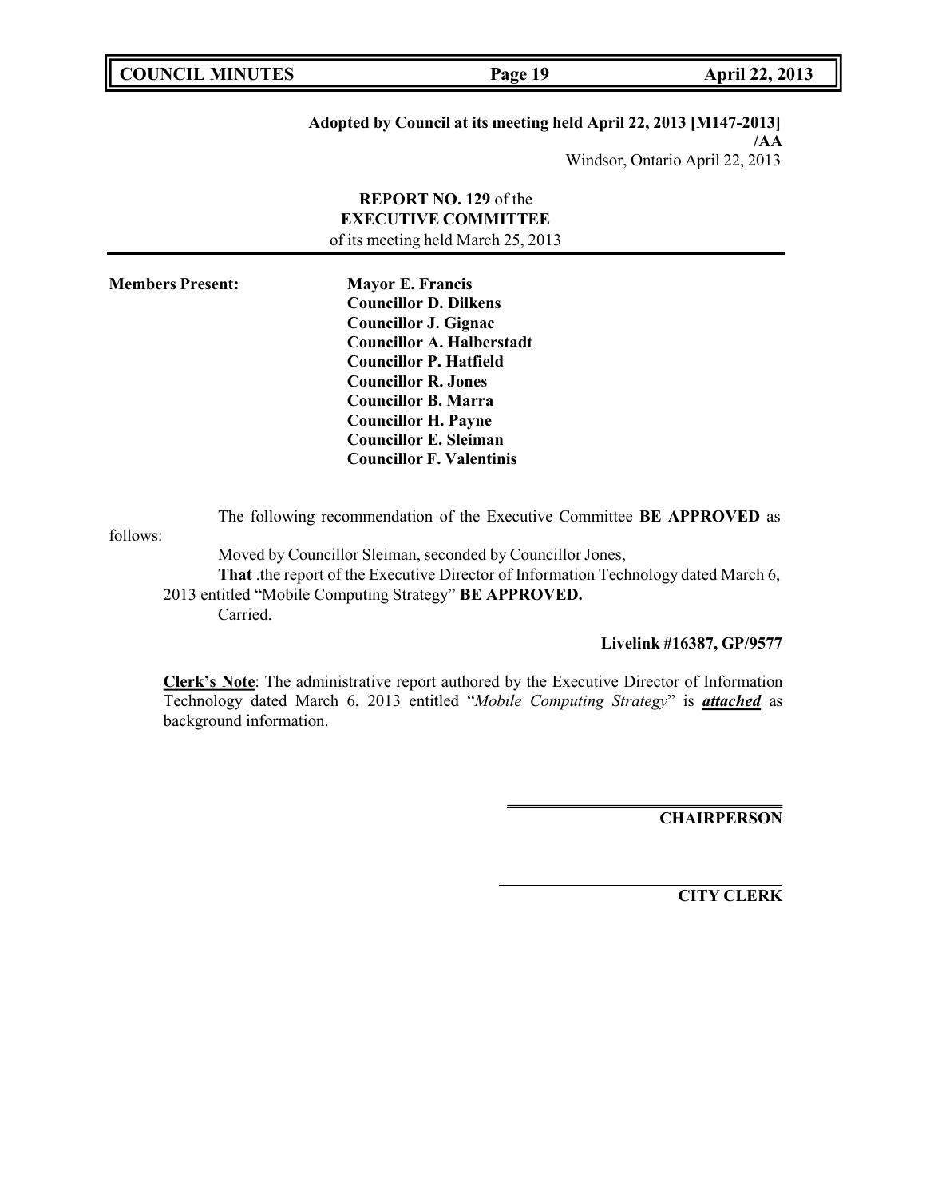**Adopted by Council at its meeting held April 22, 2013 [M147-2013]**
**/AA**
Windsor, Ontario April 22, 2013

**REPORT NO. 129** of the
**EXECUTIVE COMMITTEE**
of its meeting held March 25, 2013

**Members Present:**

**Mayor E. Francis**
**Councillor D. Dilkens**
**Councillor J. Gignac**
**Councillor A. Halberstadt**
**Councillor P. Hatfield**
**Councillor R. Jones**
**Councillor B. Marra**
**Councillor H. Payne**
**Councillor E. Sleiman**
**Councillor F. Valentinis**

The following recommendation of the Executive Committee **BE APPROVED** as follows:

Moved by Councillor Sleiman, seconded by Councillor Jones,

**That** .the report of the Executive Director of Information Technology dated March 6, 2013 entitled "Mobile Computing Strategy" **BE APPROVED.**

Carried.

**Livelink #16387, GP/9577**

**Clerk's Note**: The administrative report authored by the Executive Director of Information Technology dated March 6, 2013 entitled "*Mobile Computing Strategy*" is ***attached*** as background information.

**CHAIRPERSON**

**CITY CLERK**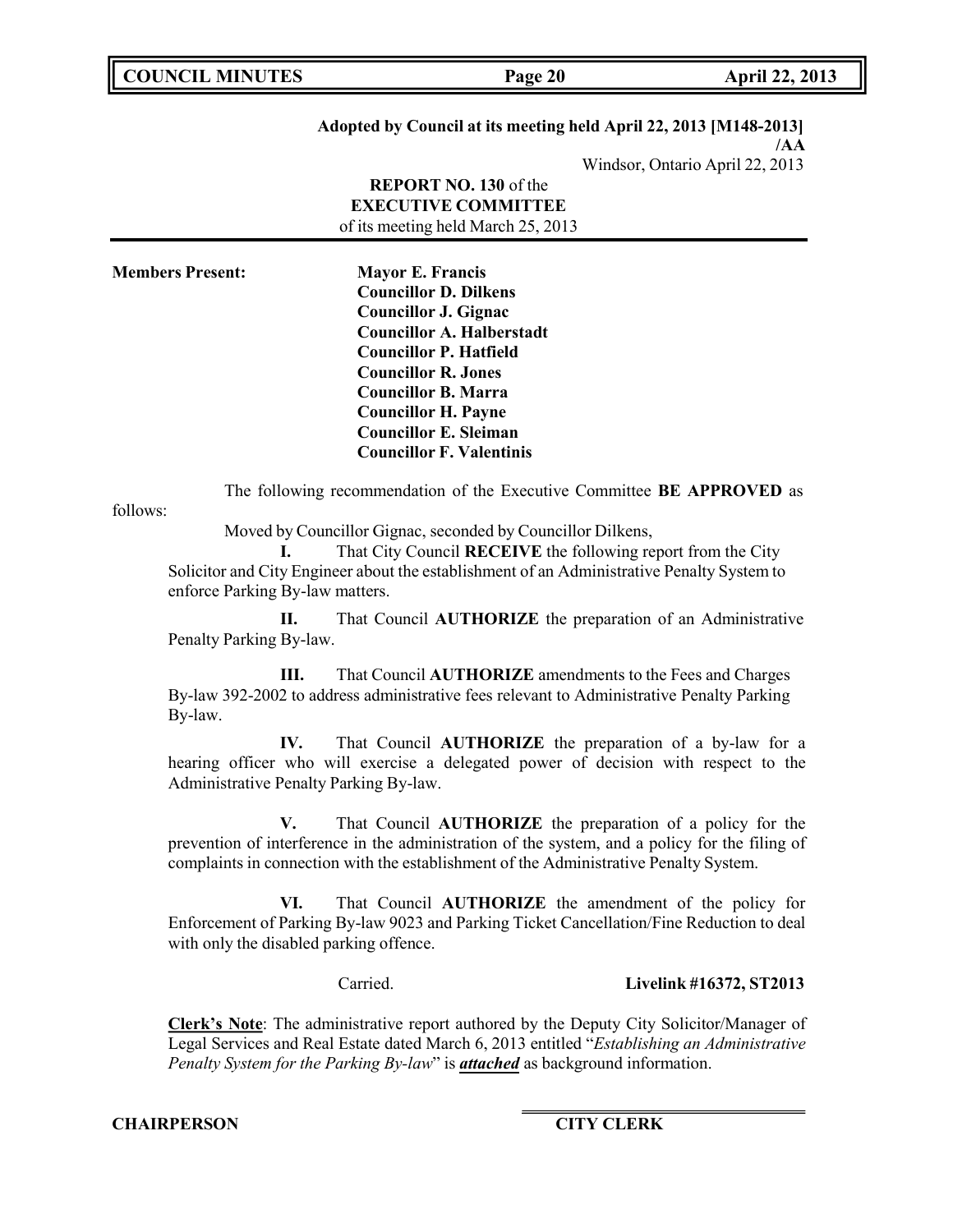**Adopted by Council at its meeting held April 22, 2013 [M148-2013] /AA**

Windsor, Ontario April 22, 2013

**REPORT NO. 130** of the
**EXECUTIVE COMMITTEE**
of its meeting held March 25, 2013

**Members Present:**

**Mayor E. Francis**
**Councillor D. Dilkens**
**Councillor J. Gignac**
**Councillor A. Halberstadt**
**Councillor P. Hatfield**
**Councillor R. Jones**
**Councillor B. Marra**
**Councillor H. Payne**
**Councillor E. Sleiman**
**Councillor F. Valentinis**

The following recommendation of the Executive Committee **BE APPROVED** as follows:

Moved by Councillor Gignac, seconded by Councillor Dilkens,

**I.** That City Council **RECEIVE** the following report from the City Solicitor and City Engineer about the establishment of an Administrative Penalty System to enforce Parking By-law matters.

**II.** That Council **AUTHORIZE** the preparation of an Administrative Penalty Parking By-law.

**III.** That Council **AUTHORIZE** amendments to the Fees and Charges By-law 392-2002 to address administrative fees relevant to Administrative Penalty Parking By-law.

**IV.** That Council **AUTHORIZE** the preparation of a by-law for a hearing officer who will exercise a delegated power of decision with respect to the Administrative Penalty Parking By-law.

**V.** That Council **AUTHORIZE** the preparation of a policy for the prevention of interference in the administration of the system, and a policy for the filing of complaints in connection with the establishment of the Administrative Penalty System.

**VI.** That Council **AUTHORIZE** the amendment of the policy for Enforcement of Parking By-law 9023 and Parking Ticket Cancellation/Fine Reduction to deal with only the disabled parking offence.

Carried. **Livelink #16372, ST2013**

**Clerk's Note**: The administrative report authored by the Deputy City Solicitor/Manager of Legal Services and Real Estate dated March 6, 2013 entitled "*Establishing an Administrative Penalty System for the Parking By-law*" is ***attached*** as background information.

**CHAIRPERSON** **CITY CLERK**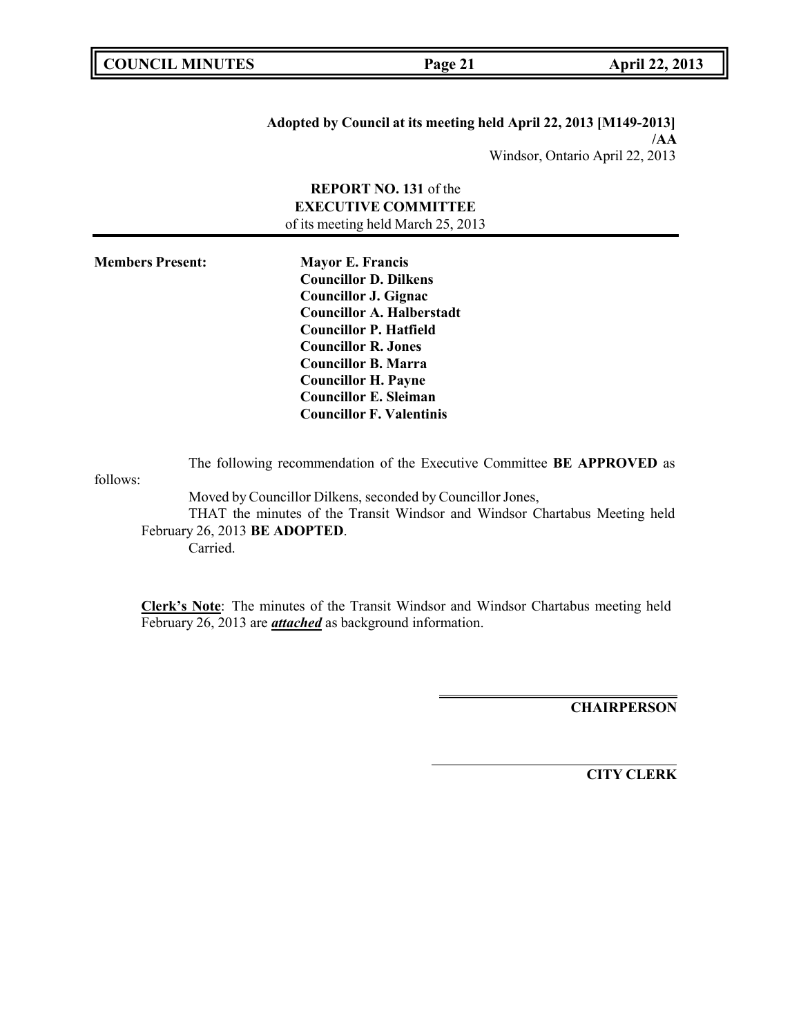**Adopted by Council at its meeting held April 22, 2013 [M149-2013]**
**/AA**
Windsor, Ontario April 22, 2013

**REPORT NO. 131** of the
**EXECUTIVE COMMITTEE**
of its meeting held March 25, 2013

---

**Members Present:**

**Mayor E. Francis**
**Councillor D. Dilkens**
**Councillor J. Gignac**
**Councillor A. Halberstadt**
**Councillor P. Hatfield**
**Councillor R. Jones**
**Councillor B. Marra**
**Councillor H. Payne**
**Councillor E. Sleiman**
**Councillor F. Valentinis**

The following recommendation of the Executive Committee **BE APPROVED** as follows:

Moved by Councillor Dilkens, seconded by Councillor Jones,

THAT the minutes of the Transit Windsor and Windsor Chartabus Meeting held February 26, 2013 **BE ADOPTED**.

Carried.

**Clerk's Note**: The minutes of the Transit Windsor and Windsor Chartabus meeting held February 26, 2013 are ***attached*** as background information.

**CHAIRPERSON**

**CITY CLERK**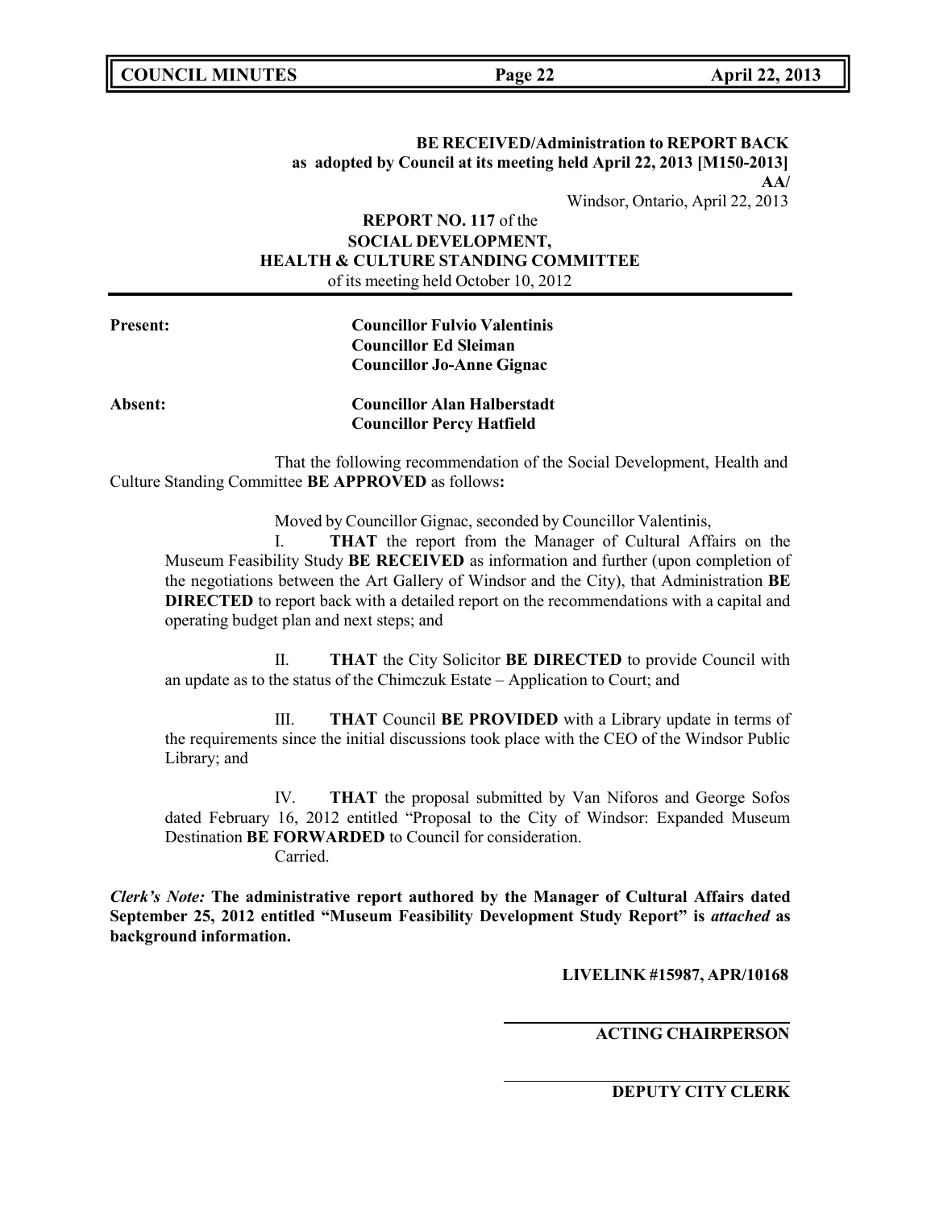**BE RECEIVED/Administration to REPORT BACK as adopted by Council at its meeting held April 22, 2013 [M150-2013]**

**AA/**

Windsor, Ontario, April 22, 2013

**REPORT NO. 117** of the
**SOCIAL DEVELOPMENT,**
**HEALTH & CULTURE STANDING COMMITTEE**
of its meeting held October 10, 2012

---

**Present:** **Councillor Fulvio Valentinis**
**Councillor Ed Sleiman**
**Councillor Jo-Anne Gignac**

**Absent:** **Councillor Alan Halberstadt**
**Councillor Percy Hatfield**

That the following recommendation of the Social Development, Health and Culture Standing Committee **BE APPROVED** as follows**:**

Moved by Councillor Gignac, seconded by Councillor Valentinis,

I. **THAT** the report from the Manager of Cultural Affairs on the Museum Feasibility Study **BE RECEIVED** as information and further (upon completion of the negotiations between the Art Gallery of Windsor and the City), that Administration **BE DIRECTED** to report back with a detailed report on the recommendations with a capital and operating budget plan and next steps; and

II. **THAT** the City Solicitor **BE DIRECTED** to provide Council with an update as to the status of the Chimczuk Estate – Application to Court; and

III. **THAT** Council **BE PROVIDED** with a Library update in terms of the requirements since the initial discussions took place with the CEO of the Windsor Public Library; and

IV. **THAT** the proposal submitted by Van Niforos and George Sofos dated February 16, 2012 entitled "Proposal to the City of Windsor: Expanded Museum Destination **BE FORWARDED** to Council for consideration.

Carried.

***Clerk's Note:*** **The administrative report authored by the Manager of Cultural Affairs dated September 25, 2012 entitled "Museum Feasibility Development Study Report" is *attached* as background information.**

**LIVELINK #15987, APR/10168**

---

**ACTING CHAIRPERSON**

---

**DEPUTY CITY CLERK**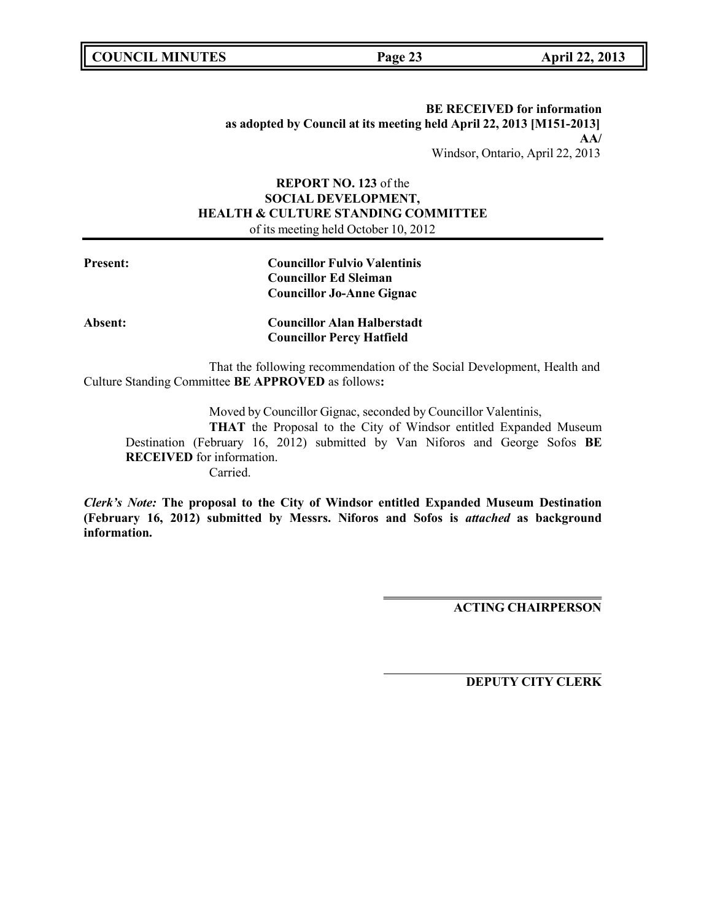**BE RECEIVED for information**
**as adopted by Council at its meeting held April 22, 2013 [M151-2013]**
**AA/**
Windsor, Ontario, April 22, 2013

**REPORT NO. 123** of the
**SOCIAL DEVELOPMENT,**
**HEALTH & CULTURE STANDING COMMITTEE**
of its meeting held October 10, 2012

**Present:** **Councillor Fulvio Valentinis**
**Councillor Ed Sleiman**
**Councillor Jo-Anne Gignac**

**Absent:** **Councillor Alan Halberstadt**
**Councillor Percy Hatfield**

That the following recommendation of the Social Development, Health and Culture Standing Committee **BE APPROVED** as follows**:**

Moved by Councillor Gignac, seconded by Councillor Valentinis,

**THAT** the Proposal to the City of Windsor entitled Expanded Museum Destination (February 16, 2012) submitted by Van Niforos and George Sofos **BE RECEIVED** for information.

Carried.

***Clerk's Note:*** **The proposal to the City of Windsor entitled Expanded Museum Destination (February 16, 2012) submitted by Messrs. Niforos and Sofos is *attached* as background information.**

**ACTING CHAIRPERSON**

**DEPUTY CITY CLERK**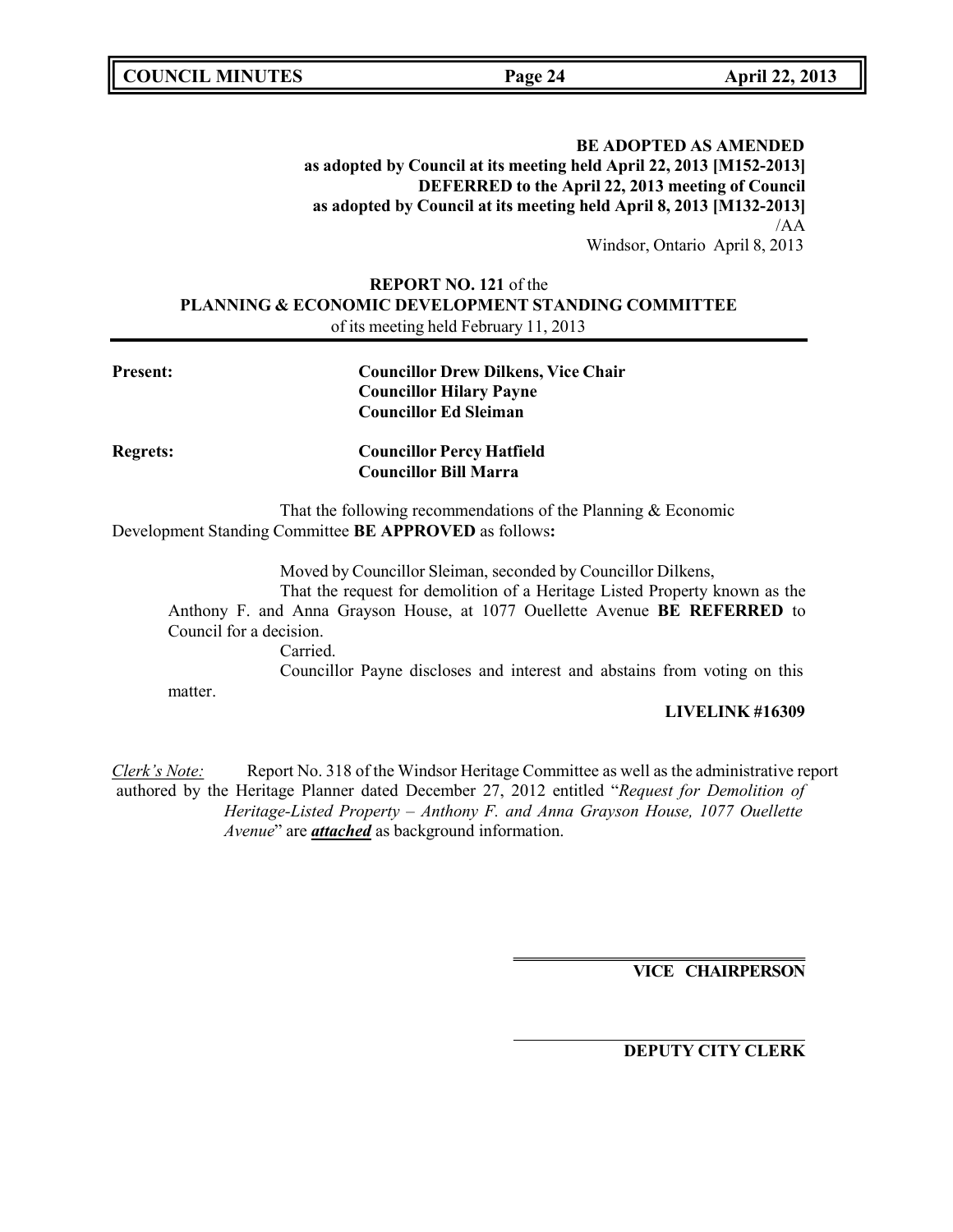**BE ADOPTED AS AMENDED**
**as adopted by Council at its meeting held April 22, 2013 [M152-2013]**
**DEFERRED to the April 22, 2013 meeting of Council**
**as adopted by Council at its meeting held April 8, 2013 [M132-2013]**
/AA
Windsor, Ontario April 8, 2013

**REPORT NO. 121** of the
**PLANNING & ECONOMIC DEVELOPMENT STANDING COMMITTEE**
of its meeting held February 11, 2013

**Present:** **Councillor Drew Dilkens, Vice Chair**
**Councillor Hilary Payne**
**Councillor Ed Sleiman**

**Regrets:** **Councillor Percy Hatfield**
**Councillor Bill Marra**

That the following recommendations of the Planning & Economic Development Standing Committee **BE APPROVED** as follows**:**

Moved by Councillor Sleiman, seconded by Councillor Dilkens,

That the request for demolition of a Heritage Listed Property known as the Anthony F. and Anna Grayson House, at 1077 Ouellette Avenue **BE REFERRED** to Council for a decision.

Carried.

Councillor Payne discloses and interest and abstains from voting on this matter.

**LIVELINK #16309**

*Clerk's Note:* Report No. 318 of the Windsor Heritage Committee as well as the administrative report authored by the Heritage Planner dated December 27, 2012 entitled "*Request for Demolition of Heritage-Listed Property – Anthony F. and Anna Grayson House, 1077 Ouellette Avenue*" are ***attached*** as background information.

**VICE CHAIRPERSON**

**DEPUTY CITY CLERK**